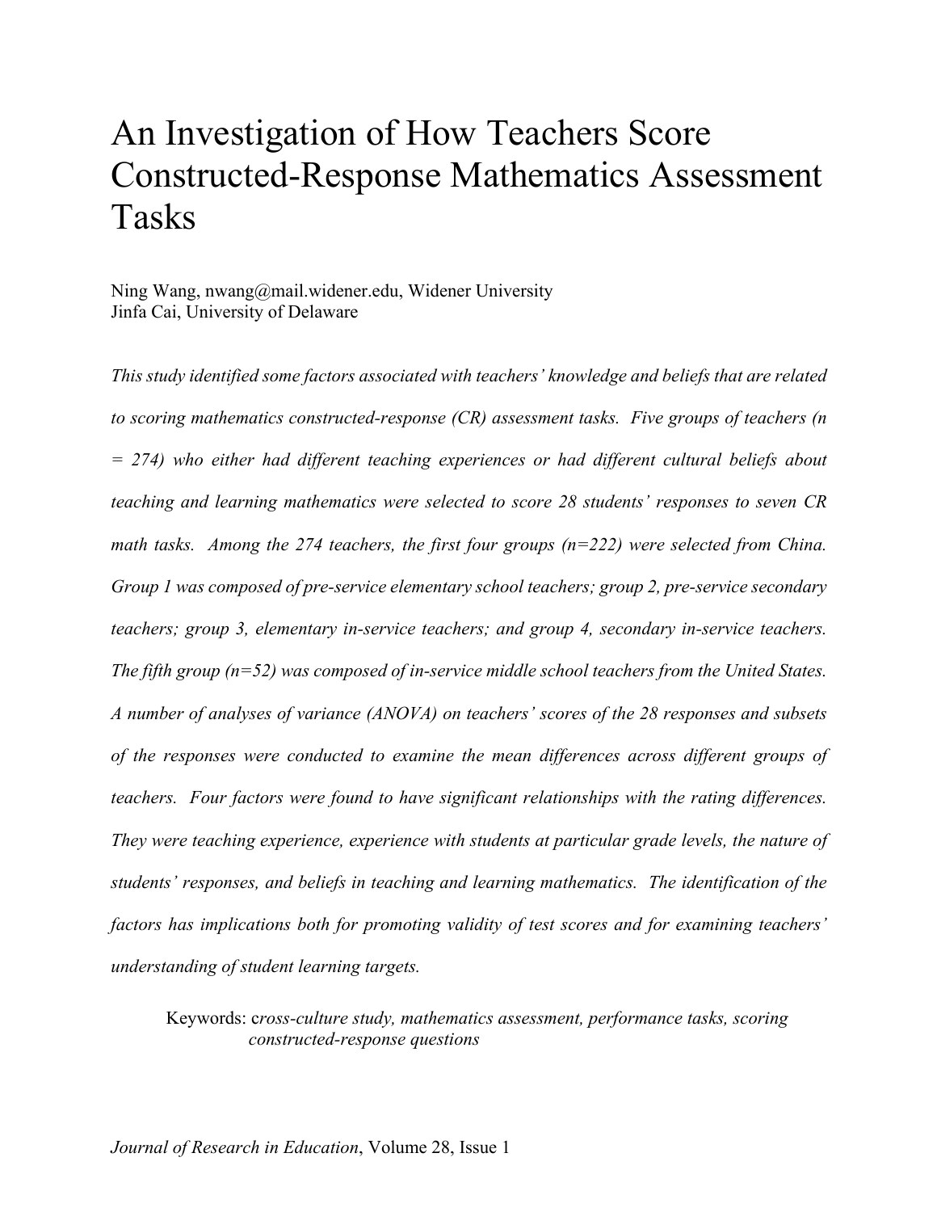# An Investigation of How Teachers Score Constructed-Response Mathematics Assessment Tasks

Ning Wang, nwang@mail.widener.edu, Widener University
Jinfa Cai, University of Delaware

*This study identified some factors associated with teachers' knowledge and beliefs that are related to scoring mathematics constructed-response (CR) assessment tasks. Five groups of teachers (n = 274) who either had different teaching experiences or had different cultural beliefs about teaching and learning mathematics were selected to score 28 students' responses to seven CR math tasks. Among the 274 teachers, the first four groups (n=222) were selected from China. Group 1 was composed of pre-service elementary school teachers; group 2, pre-service secondary teachers; group 3, elementary in-service teachers; and group 4, secondary in-service teachers. The fifth group (n=52) was composed of in-service middle school teachers from the United States. A number of analyses of variance (ANOVA) on teachers' scores of the 28 responses and subsets of the responses were conducted to examine the mean differences across different groups of teachers. Four factors were found to have significant relationships with the rating differences. They were teaching experience, experience with students at particular grade levels, the nature of students' responses, and beliefs in teaching and learning mathematics. The identification of the factors has implications both for promoting validity of test scores and for examining teachers' understanding of student learning targets.*

Keywords: c*ross-culture study, mathematics assessment, performance tasks, scoring constructed-response questions*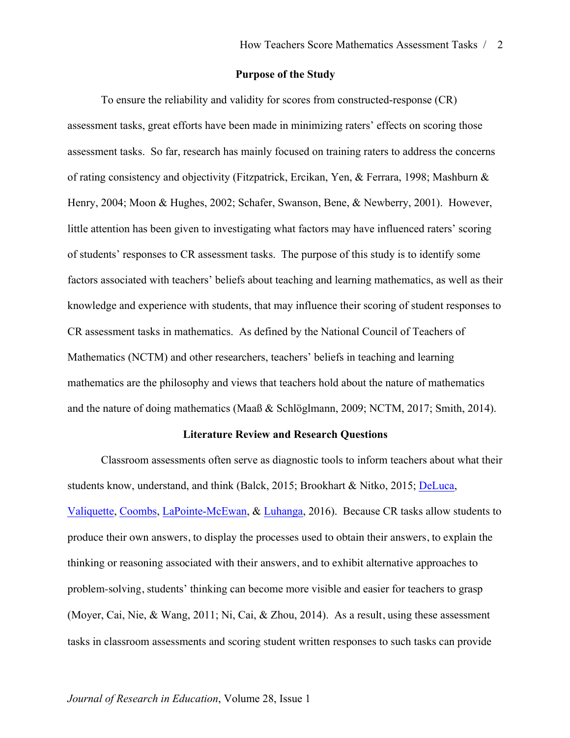## Purpose of the Study

To ensure the reliability and validity for scores from constructed-response (CR) assessment tasks, great efforts have been made in minimizing raters' effects on scoring those assessment tasks. So far, research has mainly focused on training raters to address the concerns of rating consistency and objectivity (Fitzpatrick, Ercikan, Yen, & Ferrara, 1998; Mashburn & Henry, 2004; Moon & Hughes, 2002; Schafer, Swanson, Bene, & Newberry, 2001). However, little attention has been given to investigating what factors may have influenced raters' scoring of students' responses to CR assessment tasks. The purpose of this study is to identify some factors associated with teachers' beliefs about teaching and learning mathematics, as well as their knowledge and experience with students, that may influence their scoring of student responses to CR assessment tasks in mathematics. As defined by the National Council of Teachers of Mathematics (NCTM) and other researchers, teachers' beliefs in teaching and learning mathematics are the philosophy and views that teachers hold about the nature of mathematics and the nature of doing mathematics (Maaß & Schlöglmann, 2009; NCTM, 2017; Smith, 2014).

## Literature Review and Research Questions

Classroom assessments often serve as diagnostic tools to inform teachers about what their students know, understand, and think (Balck, 2015; Brookhart & Nitko, 2015; DeLuca, Valiquette, Coombs, LaPointe-McEwan, & Luhanga, 2016). Because CR tasks allow students to produce their own answers, to display the processes used to obtain their answers, to explain the thinking or reasoning associated with their answers, and to exhibit alternative approaches to problem-solving, students' thinking can become more visible and easier for teachers to grasp (Moyer, Cai, Nie, & Wang, 2011; Ni, Cai, & Zhou, 2014). As a result, using these assessment tasks in classroom assessments and scoring student written responses to such tasks can provide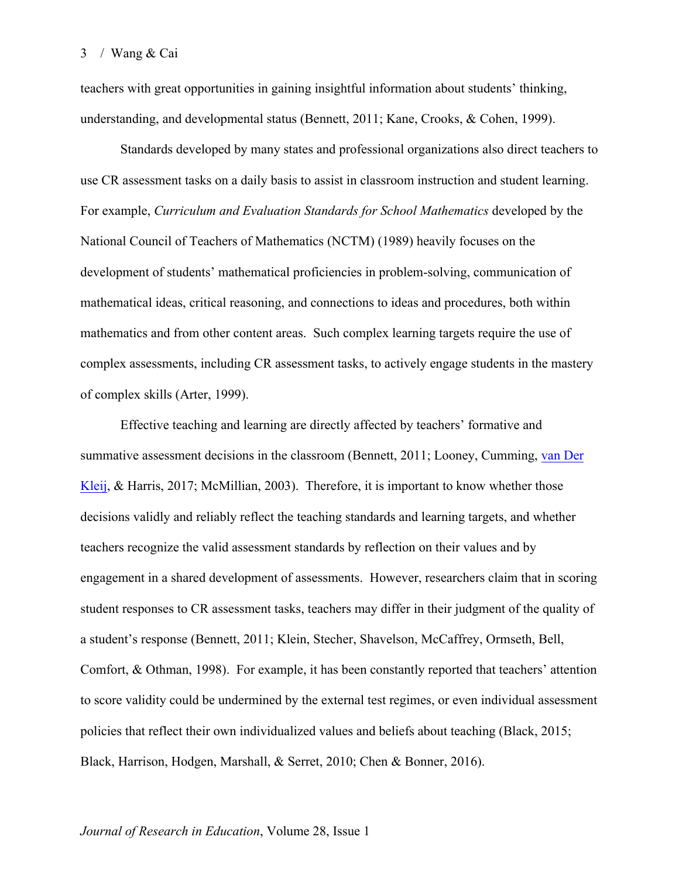teachers with great opportunities in gaining insightful information about students' thinking, understanding, and developmental status (Bennett, 2011; Kane, Crooks, & Cohen, 1999).

Standards developed by many states and professional organizations also direct teachers to use CR assessment tasks on a daily basis to assist in classroom instruction and student learning. For example, *Curriculum and Evaluation Standards for School Mathematics* developed by the National Council of Teachers of Mathematics (NCTM) (1989) heavily focuses on the development of students' mathematical proficiencies in problem-solving, communication of mathematical ideas, critical reasoning, and connections to ideas and procedures, both within mathematics and from other content areas. Such complex learning targets require the use of complex assessments, including CR assessment tasks, to actively engage students in the mastery of complex skills (Arter, 1999).

Effective teaching and learning are directly affected by teachers' formative and summative assessment decisions in the classroom (Bennett, 2011; Looney, Cumming, van Der Kleij, & Harris, 2017; McMillian, 2003). Therefore, it is important to know whether those decisions validly and reliably reflect the teaching standards and learning targets, and whether teachers recognize the valid assessment standards by reflection on their values and by engagement in a shared development of assessments. However, researchers claim that in scoring student responses to CR assessment tasks, teachers may differ in their judgment of the quality of a student's response (Bennett, 2011; Klein, Stecher, Shavelson, McCaffrey, Ormseth, Bell, Comfort, & Othman, 1998). For example, it has been constantly reported that teachers' attention to score validity could be undermined by the external test regimes, or even individual assessment policies that reflect their own individualized values and beliefs about teaching (Black, 2015; Black, Harrison, Hodgen, Marshall, & Serret, 2010; Chen & Bonner, 2016).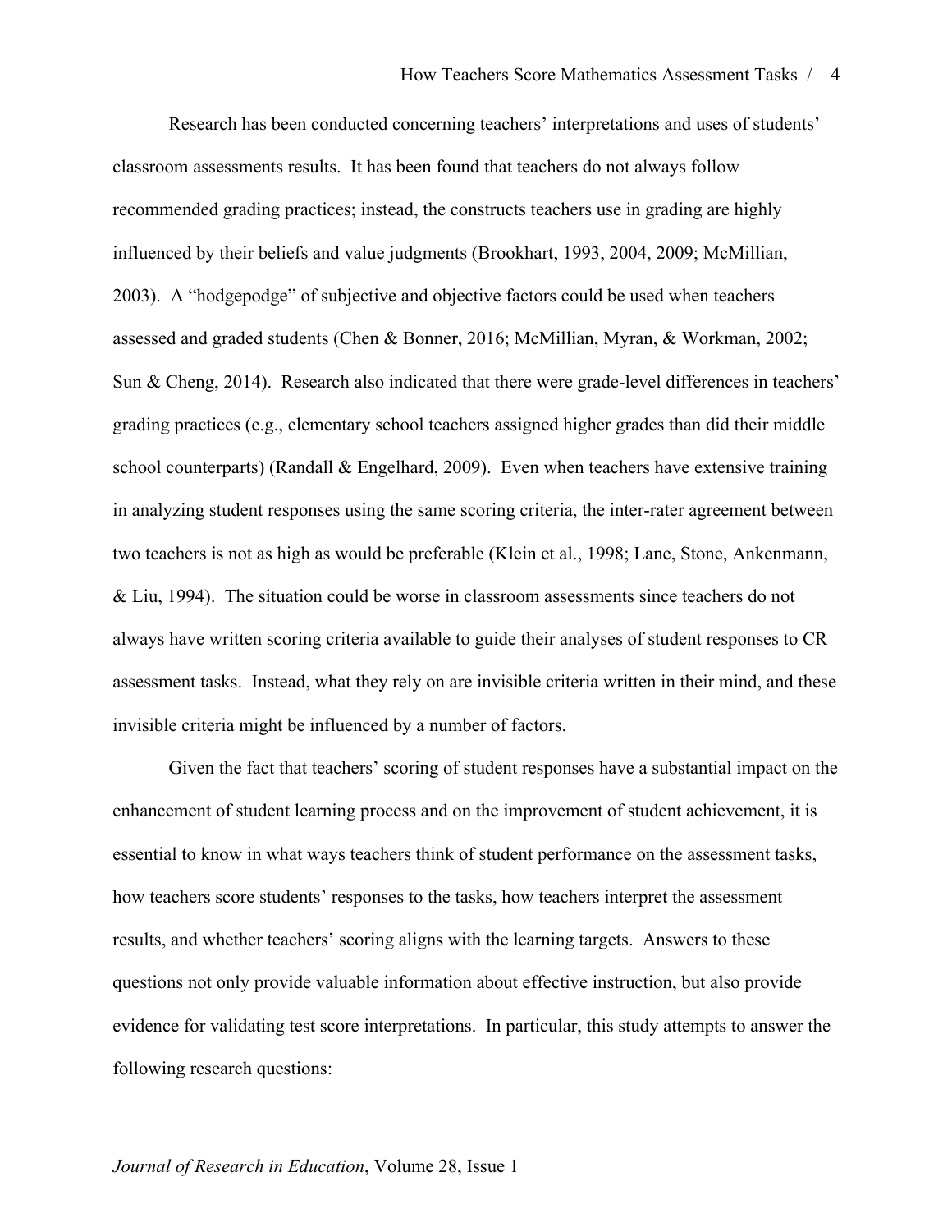Research has been conducted concerning teachers' interpretations and uses of students' classroom assessments results. It has been found that teachers do not always follow recommended grading practices; instead, the constructs teachers use in grading are highly influenced by their beliefs and value judgments (Brookhart, 1993, 2004, 2009; McMillian, 2003). A "hodgepodge" of subjective and objective factors could be used when teachers assessed and graded students (Chen & Bonner, 2016; McMillian, Myran, & Workman, 2002; Sun & Cheng, 2014). Research also indicated that there were grade-level differences in teachers' grading practices (e.g., elementary school teachers assigned higher grades than did their middle school counterparts) (Randall & Engelhard, 2009). Even when teachers have extensive training in analyzing student responses using the same scoring criteria, the inter-rater agreement between two teachers is not as high as would be preferable (Klein et al., 1998; Lane, Stone, Ankenmann, & Liu, 1994). The situation could be worse in classroom assessments since teachers do not always have written scoring criteria available to guide their analyses of student responses to CR assessment tasks. Instead, what they rely on are invisible criteria written in their mind, and these invisible criteria might be influenced by a number of factors.

Given the fact that teachers' scoring of student responses have a substantial impact on the enhancement of student learning process and on the improvement of student achievement, it is essential to know in what ways teachers think of student performance on the assessment tasks, how teachers score students' responses to the tasks, how teachers interpret the assessment results, and whether teachers' scoring aligns with the learning targets. Answers to these questions not only provide valuable information about effective instruction, but also provide evidence for validating test score interpretations. In particular, this study attempts to answer the following research questions: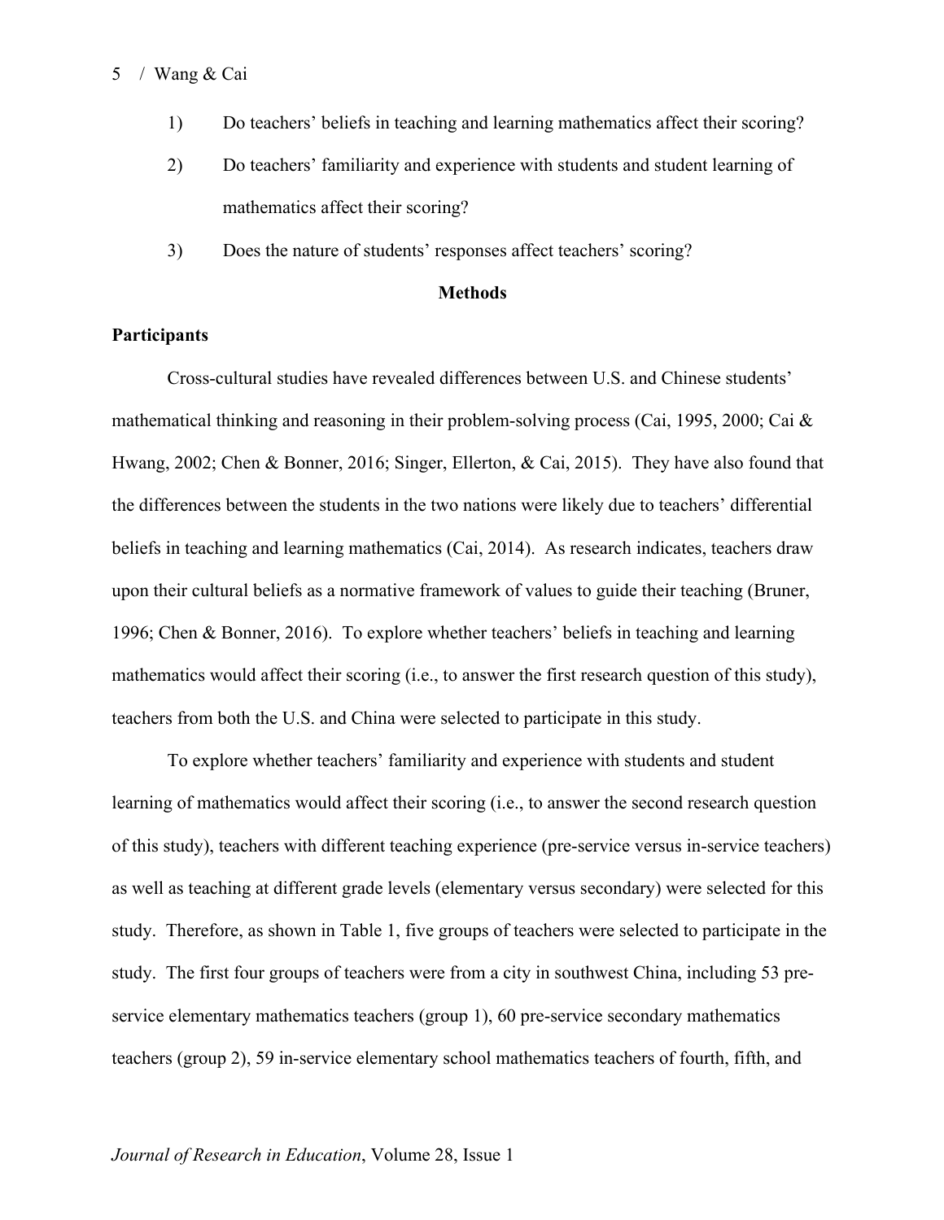1) Do teachers' beliefs in teaching and learning mathematics affect their scoring?
2) Do teachers' familiarity and experience with students and student learning of mathematics affect their scoring?
3) Does the nature of students' responses affect teachers' scoring?

## Methods

### Participants

Cross-cultural studies have revealed differences between U.S. and Chinese students' mathematical thinking and reasoning in their problem-solving process (Cai, 1995, 2000; Cai & Hwang, 2002; Chen & Bonner, 2016; Singer, Ellerton, & Cai, 2015). They have also found that the differences between the students in the two nations were likely due to teachers' differential beliefs in teaching and learning mathematics (Cai, 2014). As research indicates, teachers draw upon their cultural beliefs as a normative framework of values to guide their teaching (Bruner, 1996; Chen & Bonner, 2016). To explore whether teachers' beliefs in teaching and learning mathematics would affect their scoring (i.e., to answer the first research question of this study), teachers from both the U.S. and China were selected to participate in this study.

To explore whether teachers' familiarity and experience with students and student learning of mathematics would affect their scoring (i.e., to answer the second research question of this study), teachers with different teaching experience (pre-service versus in-service teachers) as well as teaching at different grade levels (elementary versus secondary) were selected for this study. Therefore, as shown in Table 1, five groups of teachers were selected to participate in the study. The first four groups of teachers were from a city in southwest China, including 53 pre-service elementary mathematics teachers (group 1), 60 pre-service secondary mathematics teachers (group 2), 59 in-service elementary school mathematics teachers of fourth, fifth, and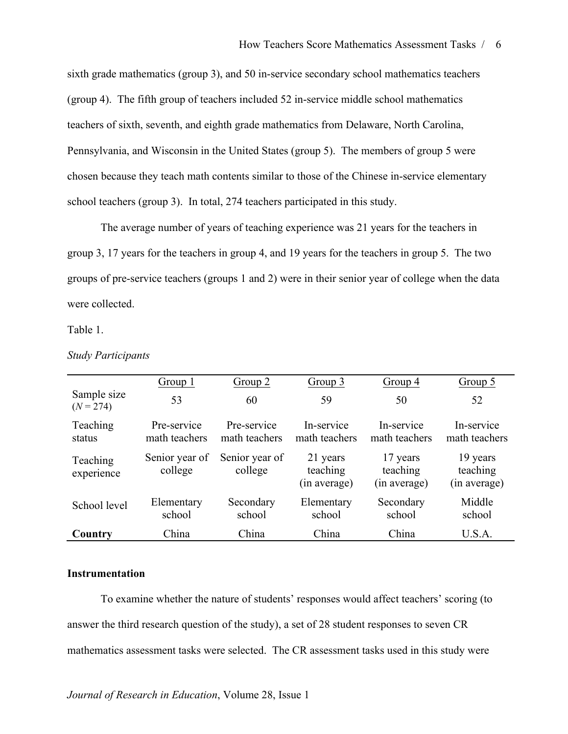sixth grade mathematics (group 3), and 50 in-service secondary school mathematics teachers (group 4). The fifth group of teachers included 52 in-service middle school mathematics teachers of sixth, seventh, and eighth grade mathematics from Delaware, North Carolina, Pennsylvania, and Wisconsin in the United States (group 5). The members of group 5 were chosen because they teach math contents similar to those of the Chinese in-service elementary school teachers (group 3). In total, 274 teachers participated in this study.

The average number of years of teaching experience was 21 years for the teachers in group 3, 17 years for the teachers in group 4, and 19 years for the teachers in group 5. The two groups of pre-service teachers (groups 1 and 2) were in their senior year of college when the data were collected.

Table 1.

*Study Participants*

| | Group 1 | Group 2 | Group 3 | Group 4 | Group 5 |
|---|---|---|---|---|---|
| Sample size ($N$ = 274) | 53 | 60 | 59 | 50 | 52 |
| Teaching status | Pre-service math teachers | Pre-service math teachers | In-service math teachers | In-service math teachers | In-service math teachers |
| Teaching experience | Senior year of college | Senior year of college | 21 years teaching (in average) | 17 years teaching (in average) | 19 years teaching (in average) |
| School level | Elementary school | Secondary school | Elementary school | Secondary school | Middle school |
| **Country** | China | China | China | China | U.S.A. |

**Instrumentation**

To examine whether the nature of students' responses would affect teachers' scoring (to answer the third research question of the study), a set of 28 student responses to seven CR mathematics assessment tasks were selected. The CR assessment tasks used in this study were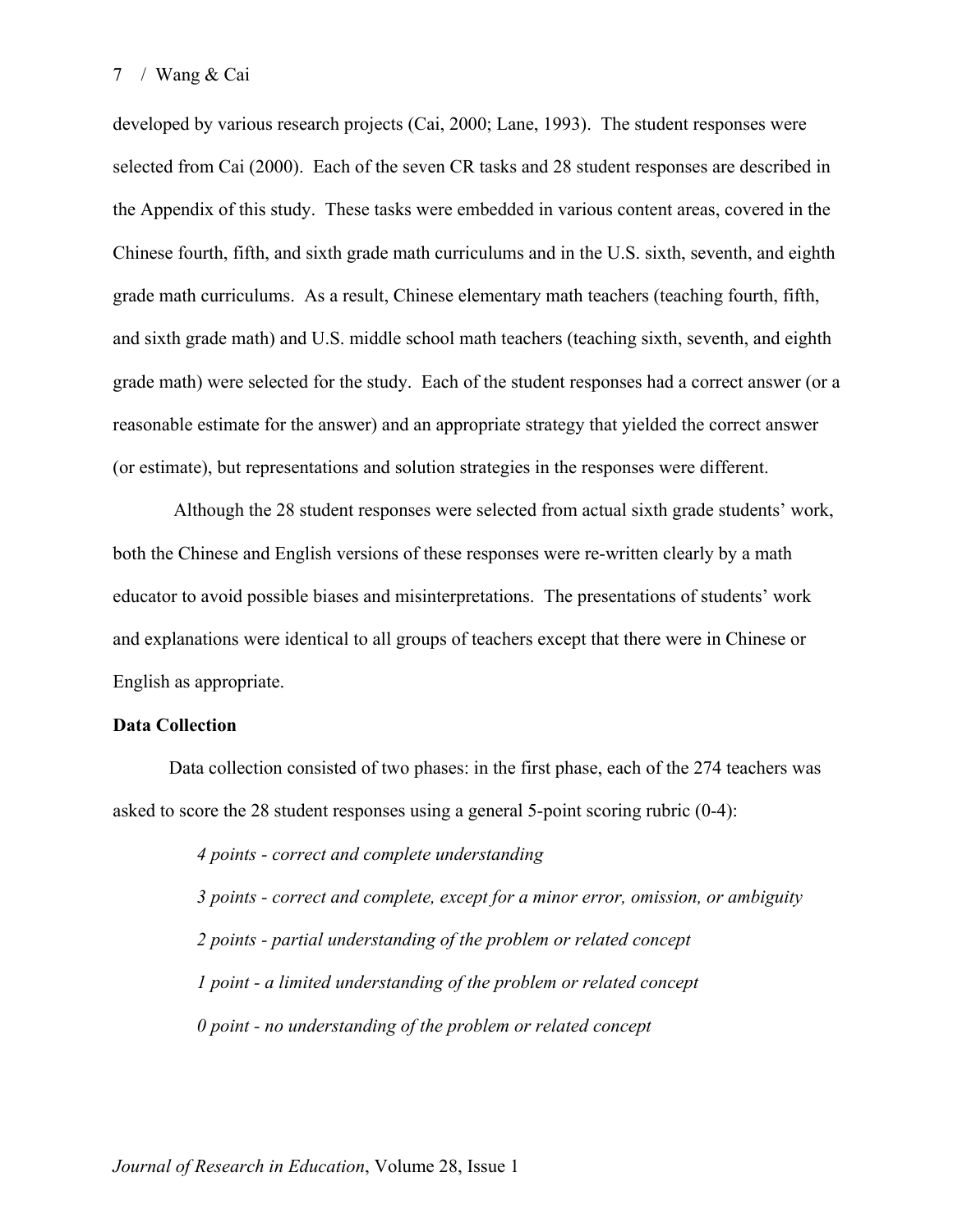developed by various research projects (Cai, 2000; Lane, 1993). The student responses were selected from Cai (2000). Each of the seven CR tasks and 28 student responses are described in the Appendix of this study. These tasks were embedded in various content areas, covered in the Chinese fourth, fifth, and sixth grade math curriculums and in the U.S. sixth, seventh, and eighth grade math curriculums. As a result, Chinese elementary math teachers (teaching fourth, fifth, and sixth grade math) and U.S. middle school math teachers (teaching sixth, seventh, and eighth grade math) were selected for the study. Each of the student responses had a correct answer (or a reasonable estimate for the answer) and an appropriate strategy that yielded the correct answer (or estimate), but representations and solution strategies in the responses were different.

Although the 28 student responses were selected from actual sixth grade students' work, both the Chinese and English versions of these responses were re-written clearly by a math educator to avoid possible biases and misinterpretations. The presentations of students' work and explanations were identical to all groups of teachers except that there were in Chinese or English as appropriate.

**Data Collection**

Data collection consisted of two phases: in the first phase, each of the 274 teachers was asked to score the 28 student responses using a general 5-point scoring rubric (0-4):

*4 points - correct and complete understanding*

*3 points - correct and complete, except for a minor error, omission, or ambiguity*

*2 points - partial understanding of the problem or related concept*

*1 point - a limited understanding of the problem or related concept*

*0 point - no understanding of the problem or related concept*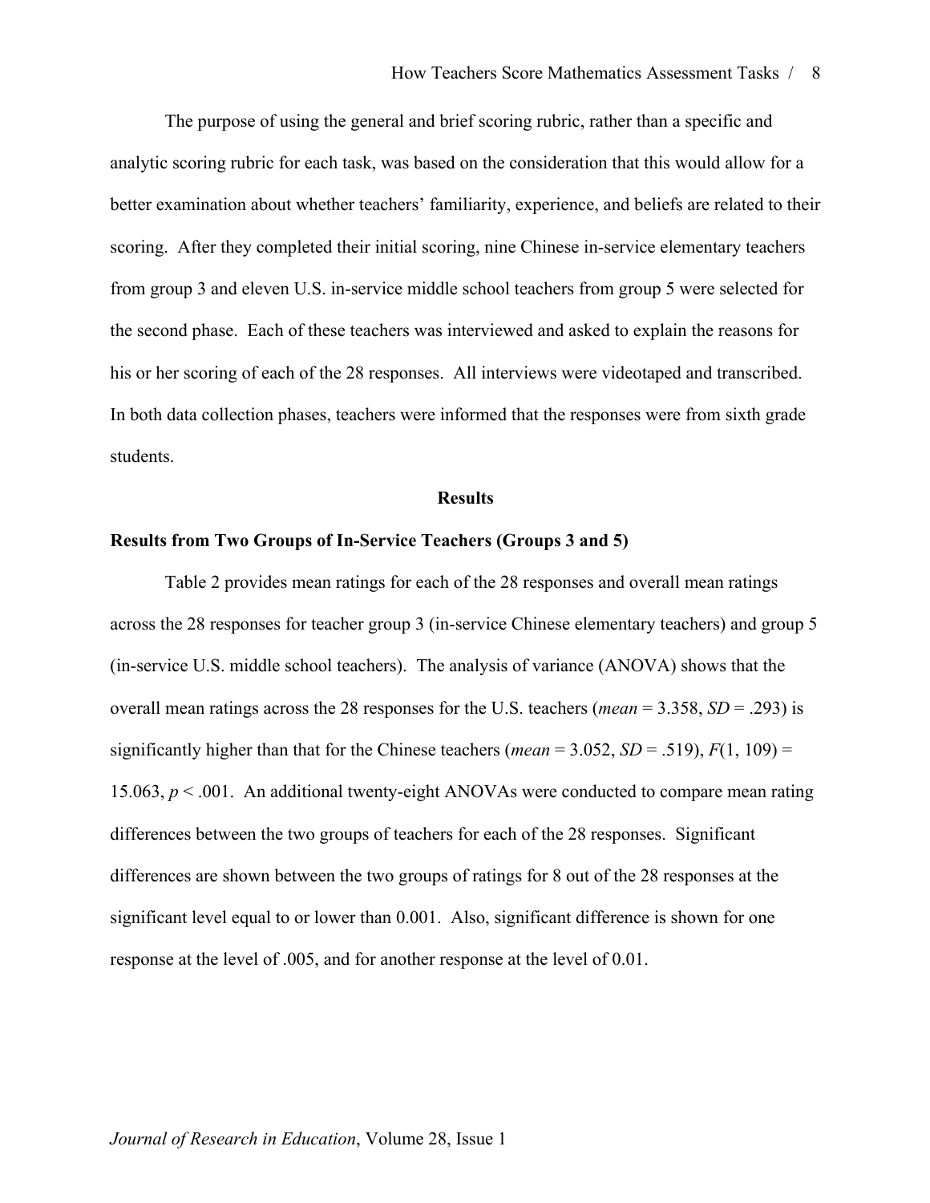The purpose of using the general and brief scoring rubric, rather than a specific and analytic scoring rubric for each task, was based on the consideration that this would allow for a better examination about whether teachers' familiarity, experience, and beliefs are related to their scoring. After they completed their initial scoring, nine Chinese in-service elementary teachers from group 3 and eleven U.S. in-service middle school teachers from group 5 were selected for the second phase. Each of these teachers was interviewed and asked to explain the reasons for his or her scoring of each of the 28 responses. All interviews were videotaped and transcribed. In both data collection phases, teachers were informed that the responses were from sixth grade students.

## Results

### Results from Two Groups of In-Service Teachers (Groups 3 and 5)

Table 2 provides mean ratings for each of the 28 responses and overall mean ratings across the 28 responses for teacher group 3 (in-service Chinese elementary teachers) and group 5 (in-service U.S. middle school teachers). The analysis of variance (ANOVA) shows that the overall mean ratings across the 28 responses for the U.S. teachers (*mean* = 3.358, $SD = .293$) is significantly higher than that for the Chinese teachers (*mean* = 3.052, $SD = .519$), $F(1, 109) = 15.063$, $p < .001$. An additional twenty-eight ANOVAs were conducted to compare mean rating differences between the two groups of teachers for each of the 28 responses. Significant differences are shown between the two groups of ratings for 8 out of the 28 responses at the significant level equal to or lower than 0.001. Also, significant difference is shown for one response at the level of .005, and for another response at the level of 0.01.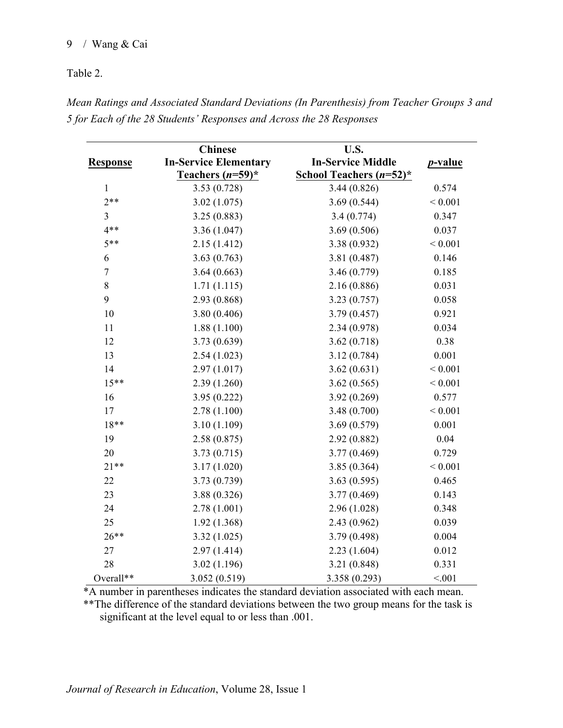Table 2.

*Mean Ratings and Associated Standard Deviations (In Parenthesis) from Teacher Groups 3 and 5 for Each of the 28 Students' Responses and Across the 28 Responses*

| Response | Chinese In-Service Elementary Teachers ($n$=59)* | U.S. In-Service Middle School Teachers ($n$=52)* | $p$-value |
|---|---|---|---|
| 1 | 3.53 (0.728) | 3.44 (0.826) | 0.574 |
| 2** | 3.02 (1.075) | 3.69 (0.544) | < 0.001 |
| 3 | 3.25 (0.883) | 3.4 (0.774) | 0.347 |
| 4** | 3.36 (1.047) | 3.69 (0.506) | 0.037 |
| 5** | 2.15 (1.412) | 3.38 (0.932) | < 0.001 |
| 6 | 3.63 (0.763) | 3.81 (0.487) | 0.146 |
| 7 | 3.64 (0.663) | 3.46 (0.779) | 0.185 |
| 8 | 1.71 (1.115) | 2.16 (0.886) | 0.031 |
| 9 | 2.93 (0.868) | 3.23 (0.757) | 0.058 |
| 10 | 3.80 (0.406) | 3.79 (0.457) | 0.921 |
| 11 | 1.88 (1.100) | 2.34 (0.978) | 0.034 |
| 12 | 3.73 (0.639) | 3.62 (0.718) | 0.38 |
| 13 | 2.54 (1.023) | 3.12 (0.784) | 0.001 |
| 14 | 2.97 (1.017) | 3.62 (0.631) | < 0.001 |
| 15** | 2.39 (1.260) | 3.62 (0.565) | < 0.001 |
| 16 | 3.95 (0.222) | 3.92 (0.269) | 0.577 |
| 17 | 2.78 (1.100) | 3.48 (0.700) | < 0.001 |
| 18** | 3.10 (1.109) | 3.69 (0.579) | 0.001 |
| 19 | 2.58 (0.875) | 2.92 (0.882) | 0.04 |
| 20 | 3.73 (0.715) | 3.77 (0.469) | 0.729 |
| 21** | 3.17 (1.020) | 3.85 (0.364) | < 0.001 |
| 22 | 3.73 (0.739) | 3.63 (0.595) | 0.465 |
| 23 | 3.88 (0.326) | 3.77 (0.469) | 0.143 |
| 24 | 2.78 (1.001) | 2.96 (1.028) | 0.348 |
| 25 | 1.92 (1.368) | 2.43 (0.962) | 0.039 |
| 26** | 3.32 (1.025) | 3.79 (0.498) | 0.004 |
| 27 | 2.97 (1.414) | 2.23 (1.604) | 0.012 |
| 28 | 3.02 (1.196) | 3.21 (0.848) | 0.331 |
| Overall** | 3.052 (0.519) | 3.358 (0.293) | <.001 |

*A number in parentheses indicates the standard deviation associated with each mean.
**The difference of the standard deviations between the two group means for the task is significant at the level equal to or less than .001.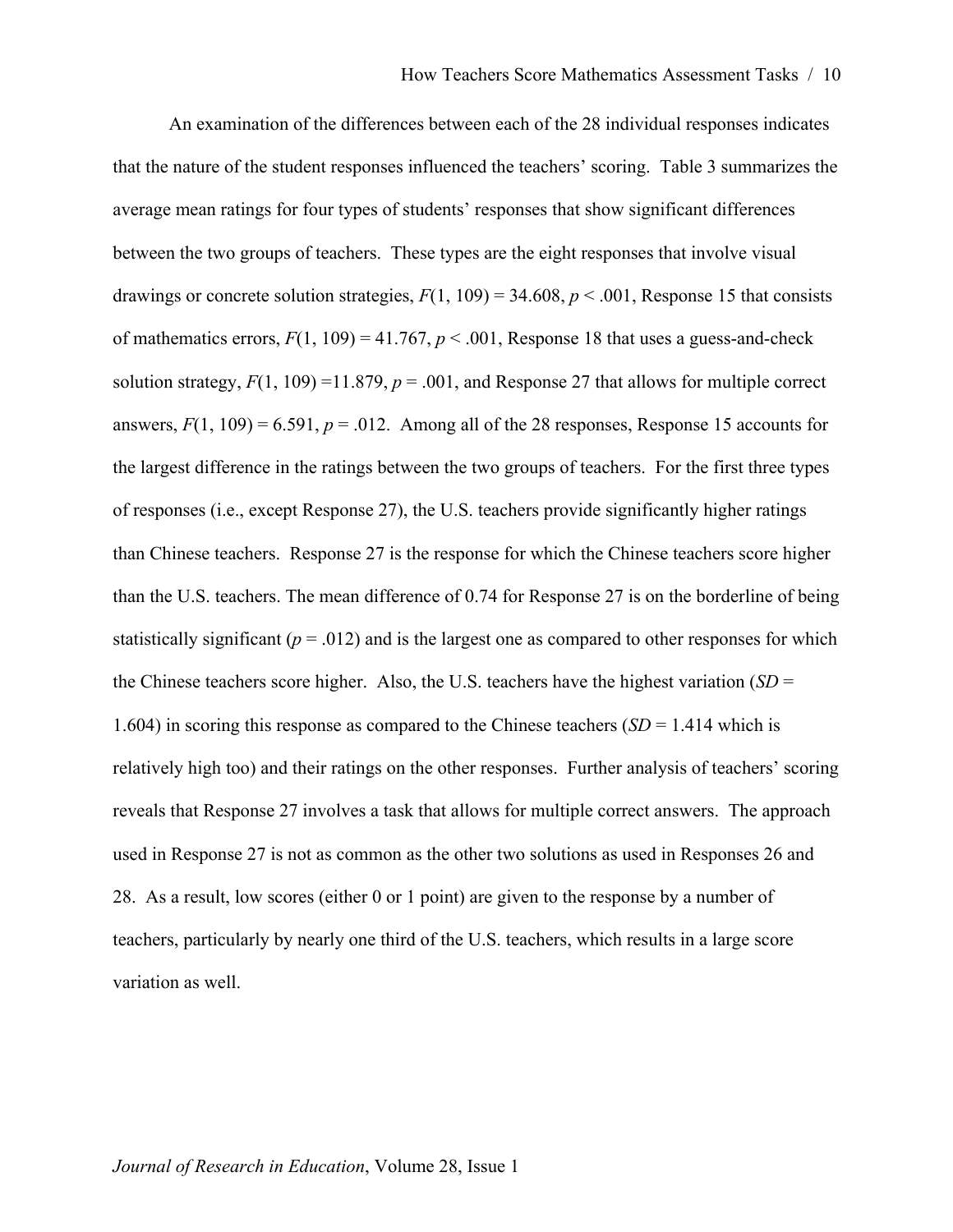An examination of the differences between each of the 28 individual responses indicates that the nature of the student responses influenced the teachers' scoring. Table 3 summarizes the average mean ratings for four types of students' responses that show significant differences between the two groups of teachers. These types are the eight responses that involve visual drawings or concrete solution strategies, $F(1, 109) = 34.608$, $p < .001$, Response 15 that consists of mathematics errors, $F(1, 109) = 41.767$, $p < .001$, Response 18 that uses a guess-and-check solution strategy, $F(1, 109) = 11.879$, $p = .001$, and Response 27 that allows for multiple correct answers, $F(1, 109) = 6.591$, $p = .012$. Among all of the 28 responses, Response 15 accounts for the largest difference in the ratings between the two groups of teachers. For the first three types of responses (i.e., except Response 27), the U.S. teachers provide significantly higher ratings than Chinese teachers. Response 27 is the response for which the Chinese teachers score higher than the U.S. teachers. The mean difference of 0.74 for Response 27 is on the borderline of being statistically significant ($p = .012$) and is the largest one as compared to other responses for which the Chinese teachers score higher. Also, the U.S. teachers have the highest variation ($SD = 1.604$) in scoring this response as compared to the Chinese teachers ($SD = 1.414$ which is relatively high too) and their ratings on the other responses. Further analysis of teachers' scoring reveals that Response 27 involves a task that allows for multiple correct answers. The approach used in Response 27 is not as common as the other two solutions as used in Responses 26 and 28. As a result, low scores (either 0 or 1 point) are given to the response by a number of teachers, particularly by nearly one third of the U.S. teachers, which results in a large score variation as well.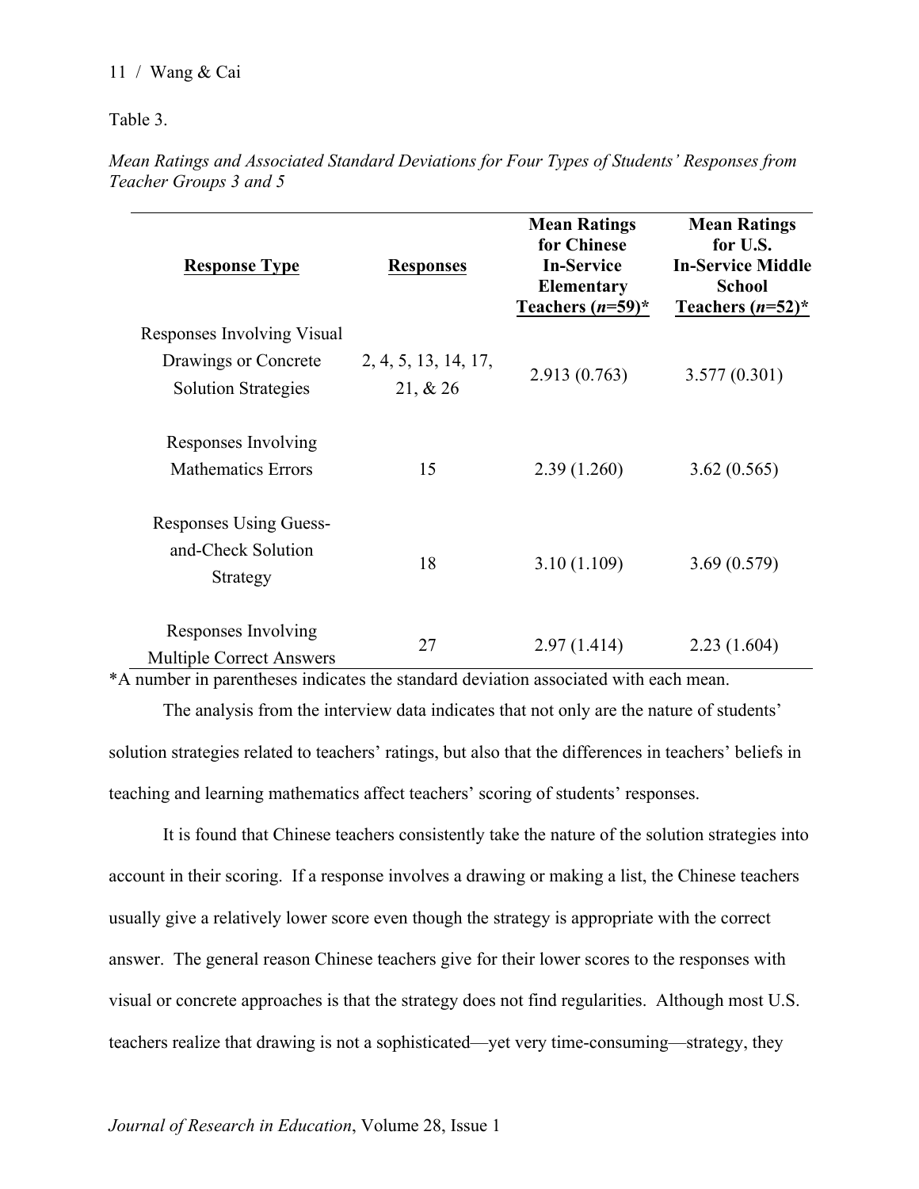Table 3.

*Mean Ratings and Associated Standard Deviations for Four Types of Students' Responses from Teacher Groups 3 and 5*

| Response Type | Responses | Mean Ratings for Chinese In-Service Elementary Teachers (*n*=59)* | Mean Ratings for U.S. In-Service Middle School Teachers (*n*=52)* |
|---|---|---|---|
| Responses Involving Visual Drawings or Concrete Solution Strategies | 2, 4, 5, 13, 14, 17, 21, & 26 | 2.913 (0.763) | 3.577 (0.301) |
| Responses Involving Mathematics Errors | 15 | 2.39 (1.260) | 3.62 (0.565) |
| Responses Using Guess-and-Check Solution Strategy | 18 | 3.10 (1.109) | 3.69 (0.579) |
| Responses Involving Multiple Correct Answers | 27 | 2.97 (1.414) | 2.23 (1.604) |

*A number in parentheses indicates the standard deviation associated with each mean.

The analysis from the interview data indicates that not only are the nature of students' solution strategies related to teachers' ratings, but also that the differences in teachers' beliefs in teaching and learning mathematics affect teachers' scoring of students' responses.

It is found that Chinese teachers consistently take the nature of the solution strategies into account in their scoring. If a response involves a drawing or making a list, the Chinese teachers usually give a relatively lower score even though the strategy is appropriate with the correct answer. The general reason Chinese teachers give for their lower scores to the responses with visual or concrete approaches is that the strategy does not find regularities. Although most U.S. teachers realize that drawing is not a sophisticated—yet very time-consuming—strategy, they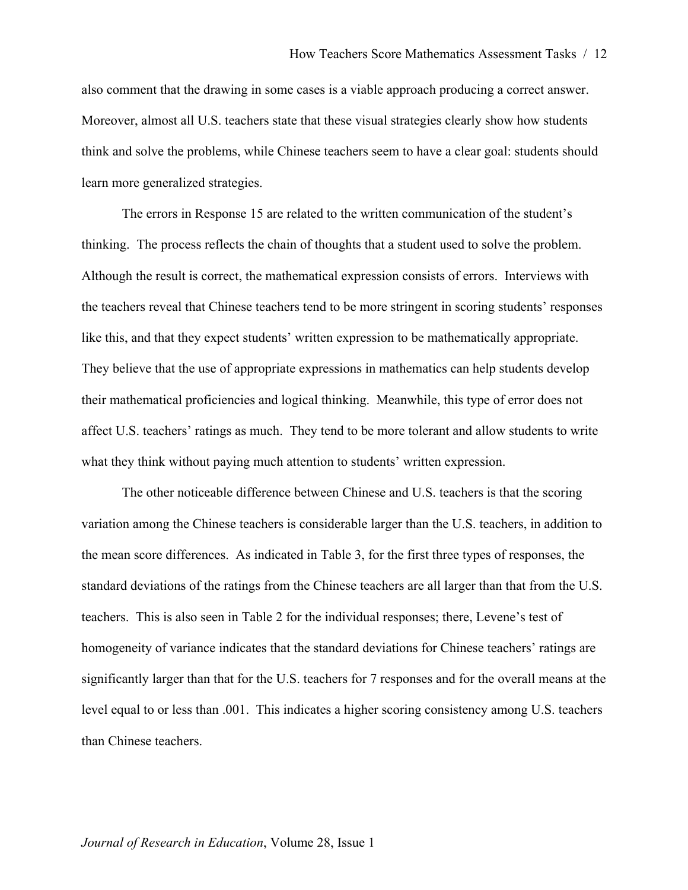also comment that the drawing in some cases is a viable approach producing a correct answer. Moreover, almost all U.S. teachers state that these visual strategies clearly show how students think and solve the problems, while Chinese teachers seem to have a clear goal: students should learn more generalized strategies.

The errors in Response 15 are related to the written communication of the student's thinking. The process reflects the chain of thoughts that a student used to solve the problem. Although the result is correct, the mathematical expression consists of errors. Interviews with the teachers reveal that Chinese teachers tend to be more stringent in scoring students' responses like this, and that they expect students' written expression to be mathematically appropriate. They believe that the use of appropriate expressions in mathematics can help students develop their mathematical proficiencies and logical thinking. Meanwhile, this type of error does not affect U.S. teachers' ratings as much. They tend to be more tolerant and allow students to write what they think without paying much attention to students' written expression.

The other noticeable difference between Chinese and U.S. teachers is that the scoring variation among the Chinese teachers is considerable larger than the U.S. teachers, in addition to the mean score differences. As indicated in Table 3, for the first three types of responses, the standard deviations of the ratings from the Chinese teachers are all larger than that from the U.S. teachers. This is also seen in Table 2 for the individual responses; there, Levene's test of homogeneity of variance indicates that the standard deviations for Chinese teachers' ratings are significantly larger than that for the U.S. teachers for 7 responses and for the overall means at the level equal to or less than .001. This indicates a higher scoring consistency among U.S. teachers than Chinese teachers.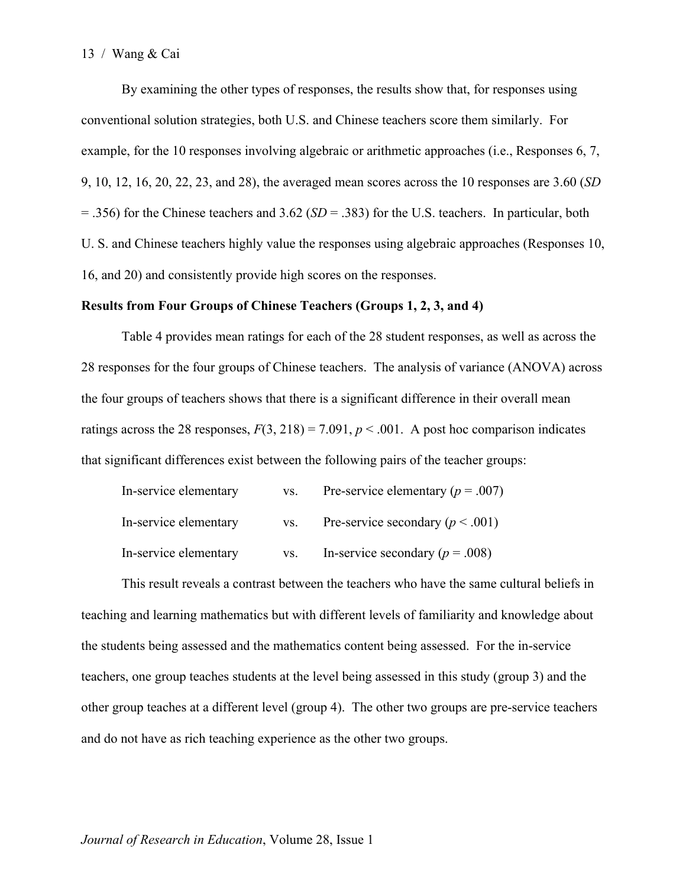By examining the other types of responses, the results show that, for responses using conventional solution strategies, both U.S. and Chinese teachers score them similarly. For example, for the 10 responses involving algebraic or arithmetic approaches (i.e., Responses 6, 7, 9, 10, 12, 16, 20, 22, 23, and 28), the averaged mean scores across the 10 responses are 3.60 ($SD$ = .356) for the Chinese teachers and 3.62 ($SD$ = .383) for the U.S. teachers. In particular, both U. S. and Chinese teachers highly value the responses using algebraic approaches (Responses 10, 16, and 20) and consistently provide high scores on the responses.

**Results from Four Groups of Chinese Teachers (Groups 1, 2, 3, and 4)**

Table 4 provides mean ratings for each of the 28 student responses, as well as across the 28 responses for the four groups of Chinese teachers. The analysis of variance (ANOVA) across the four groups of teachers shows that there is a significant difference in their overall mean ratings across the 28 responses, $F(3, 218) = 7.091$, $p < .001$. A post hoc comparison indicates that significant differences exist between the following pairs of the teacher groups:

In-service elementary vs. Pre-service elementary ($p = .007$)

In-service elementary vs. Pre-service secondary ($p < .001$)

In-service elementary vs. In-service secondary ($p = .008$)

This result reveals a contrast between the teachers who have the same cultural beliefs in teaching and learning mathematics but with different levels of familiarity and knowledge about the students being assessed and the mathematics content being assessed. For the in-service teachers, one group teaches students at the level being assessed in this study (group 3) and the other group teaches at a different level (group 4). The other two groups are pre-service teachers and do not have as rich teaching experience as the other two groups.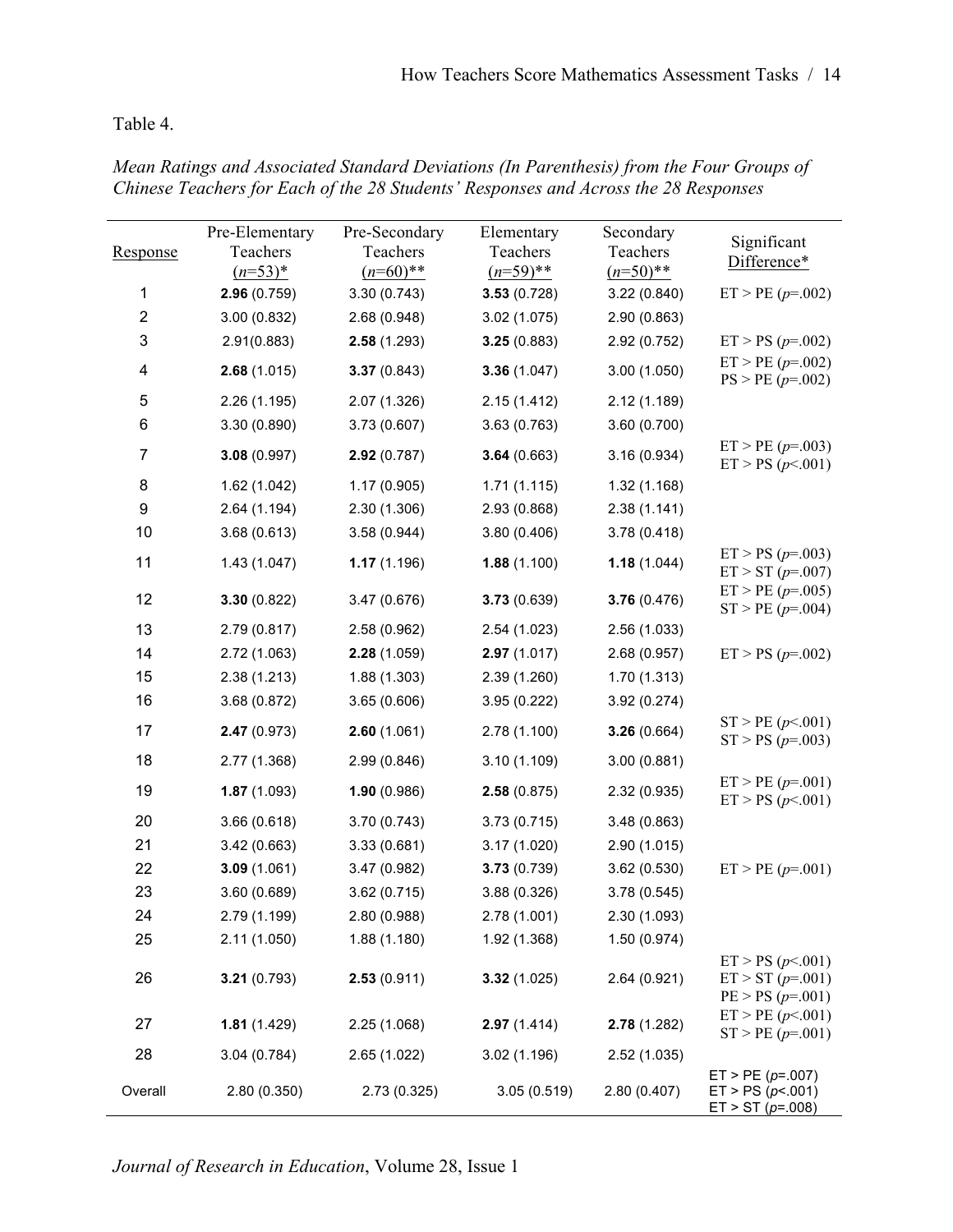Table 4.

*Mean Ratings and Associated Standard Deviations (In Parenthesis) from the Four Groups of Chinese Teachers for Each of the 28 Students' Responses and Across the 28 Responses*

| Response | Pre-Elementary Teachers ($n$=53)* | Pre-Secondary Teachers ($n$=60)** | Elementary Teachers ($n$=59)** | Secondary Teachers ($n$=50)** | Significant Difference* |
|---|---|---|---|---|---|
| 1 | **2.96** (0.759) | 3.30 (0.743) | **3.53** (0.728) | 3.22 (0.840) | ET > PE ($p$=.002) |
| 2 | 3.00 (0.832) | 2.68 (0.948) | 3.02 (1.075) | 2.90 (0.863) | |
| 3 | 2.91(0.883) | **2.58** (1.293) | **3.25** (0.883) | 2.92 (0.752) | ET > PS ($p$=.002) |
| 4 | **2.68** (1.015) | **3.37** (0.843) | **3.36** (1.047) | 3.00 (1.050) | ET > PE ($p$=.002)<br>PS > PE ($p$=.002) |
| 5 | 2.26 (1.195) | 2.07 (1.326) | 2.15 (1.412) | 2.12 (1.189) | |
| 6 | 3.30 (0.890) | 3.73 (0.607) | 3.63 (0.763) | 3.60 (0.700) | |
| 7 | **3.08** (0.997) | **2.92** (0.787) | **3.64** (0.663) | 3.16 (0.934) | ET > PE ($p$=.003)<br>ET > PS ($p$<.001) |
| 8 | 1.62 (1.042) | 1.17 (0.905) | 1.71 (1.115) | 1.32 (1.168) | |
| 9 | 2.64 (1.194) | 2.30 (1.306) | 2.93 (0.868) | 2.38 (1.141) | |
| 10 | 3.68 (0.613) | 3.58 (0.944) | 3.80 (0.406) | 3.78 (0.418) | |
| 11 | 1.43 (1.047) | **1.17** (1.196) | **1.88** (1.100) | **1.18** (1.044) | ET > PS ($p$=.003)<br>ET > ST ($p$=.007) |
| 12 | **3.30** (0.822) | 3.47 (0.676) | **3.73** (0.639) | **3.76** (0.476) | ET > PE ($p$=.005)<br>ST > PE ($p$=.004) |
| 13 | 2.79 (0.817) | 2.58 (0.962) | 2.54 (1.023) | 2.56 (1.033) | |
| 14 | 2.72 (1.063) | **2.28** (1.059) | **2.97** (1.017) | 2.68 (0.957) | ET > PS ($p$=.002) |
| 15 | 2.38 (1.213) | 1.88 (1.303) | 2.39 (1.260) | 1.70 (1.313) | |
| 16 | 3.68 (0.872) | 3.65 (0.606) | 3.95 (0.222) | 3.92 (0.274) | |
| 17 | **2.47** (0.973) | **2.60** (1.061) | 2.78 (1.100) | **3.26** (0.664) | ST > PE ($p$<.001)<br>ST > PS ($p$=.003) |
| 18 | 2.77 (1.368) | 2.99 (0.846) | 3.10 (1.109) | 3.00 (0.881) | |
| 19 | **1.87** (1.093) | **1.90** (0.986) | **2.58** (0.875) | 2.32 (0.935) | ET > PE ($p$=.001)<br>ET > PS ($p$<.001) |
| 20 | 3.66 (0.618) | 3.70 (0.743) | 3.73 (0.715) | 3.48 (0.863) | |
| 21 | 3.42 (0.663) | 3.33 (0.681) | 3.17 (1.020) | 2.90 (1.015) | |
| 22 | **3.09** (1.061) | 3.47 (0.982) | **3.73** (0.739) | 3.62 (0.530) | ET > PE ($p$=.001) |
| 23 | 3.60 (0.689) | 3.62 (0.715) | 3.88 (0.326) | 3.78 (0.545) | |
| 24 | 2.79 (1.199) | 2.80 (0.988) | 2.78 (1.001) | 2.30 (1.093) | |
| 25 | 2.11 (1.050) | 1.88 (1.180) | 1.92 (1.368) | 1.50 (0.974) | |
| 26 | **3.21** (0.793) | **2.53** (0.911) | **3.32** (1.025) | 2.64 (0.921) | ET > PS ($p$<.001)<br>ET > ST ($p$=.001)<br>PE > PS ($p$=.001) |
| 27 | **1.81** (1.429) | 2.25 (1.068) | **2.97** (1.414) | **2.78** (1.282) | ET > PE ($p$<.001)<br>ST > PE ($p$=.001) |
| 28 | 3.04 (0.784) | 2.65 (1.022) | 3.02 (1.196) | 2.52 (1.035) | |
| Overall | 2.80 (0.350) | 2.73 (0.325) | 3.05 (0.519) | 2.80 (0.407) | ET > PE ($p$=.007)<br>ET > PS ($p$<.001)<br>ET > ST ($p$=.008) |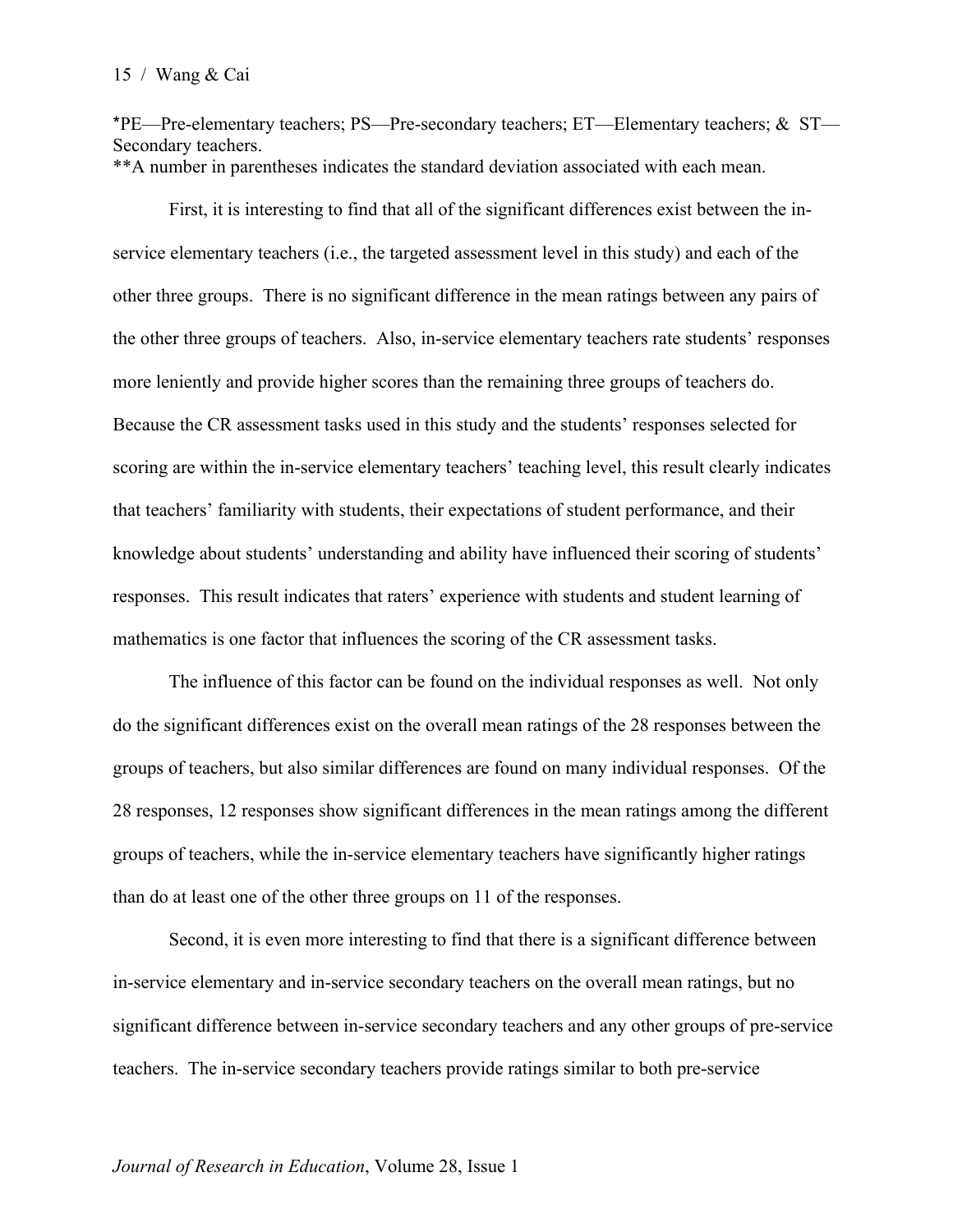*PE—Pre-elementary teachers; PS—Pre-secondary teachers; ET—Elementary teachers; & ST—Secondary teachers.
**A number in parentheses indicates the standard deviation associated with each mean.

First, it is interesting to find that all of the significant differences exist between the in-service elementary teachers (i.e., the targeted assessment level in this study) and each of the other three groups. There is no significant difference in the mean ratings between any pairs of the other three groups of teachers. Also, in-service elementary teachers rate students' responses more leniently and provide higher scores than the remaining three groups of teachers do. Because the CR assessment tasks used in this study and the students' responses selected for scoring are within the in-service elementary teachers' teaching level, this result clearly indicates that teachers' familiarity with students, their expectations of student performance, and their knowledge about students' understanding and ability have influenced their scoring of students' responses. This result indicates that raters' experience with students and student learning of mathematics is one factor that influences the scoring of the CR assessment tasks.

The influence of this factor can be found on the individual responses as well. Not only do the significant differences exist on the overall mean ratings of the 28 responses between the groups of teachers, but also similar differences are found on many individual responses. Of the 28 responses, 12 responses show significant differences in the mean ratings among the different groups of teachers, while the in-service elementary teachers have significantly higher ratings than do at least one of the other three groups on 11 of the responses.

Second, it is even more interesting to find that there is a significant difference between in-service elementary and in-service secondary teachers on the overall mean ratings, but no significant difference between in-service secondary teachers and any other groups of pre-service teachers. The in-service secondary teachers provide ratings similar to both pre-service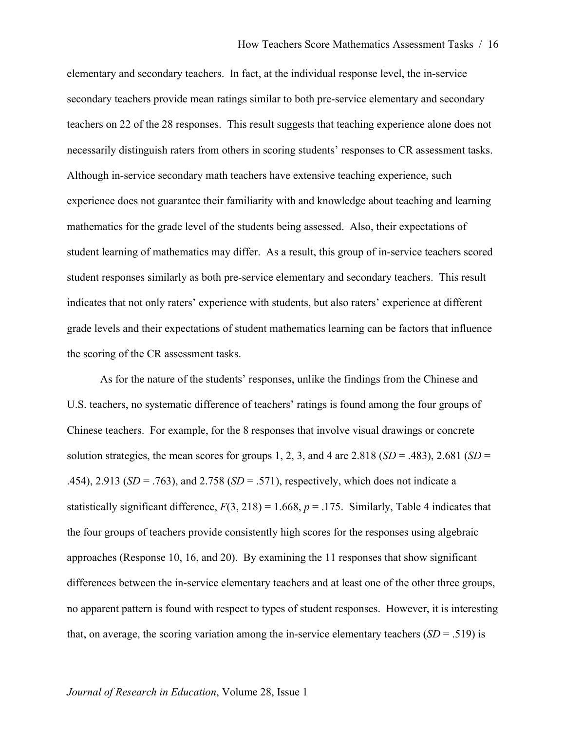elementary and secondary teachers. In fact, at the individual response level, the in-service secondary teachers provide mean ratings similar to both pre-service elementary and secondary teachers on 22 of the 28 responses. This result suggests that teaching experience alone does not necessarily distinguish raters from others in scoring students' responses to CR assessment tasks. Although in-service secondary math teachers have extensive teaching experience, such experience does not guarantee their familiarity with and knowledge about teaching and learning mathematics for the grade level of the students being assessed. Also, their expectations of student learning of mathematics may differ. As a result, this group of in-service teachers scored student responses similarly as both pre-service elementary and secondary teachers. This result indicates that not only raters' experience with students, but also raters' experience at different grade levels and their expectations of student mathematics learning can be factors that influence the scoring of the CR assessment tasks.

As for the nature of the students' responses, unlike the findings from the Chinese and U.S. teachers, no systematic difference of teachers' ratings is found among the four groups of Chinese teachers. For example, for the 8 responses that involve visual drawings or concrete solution strategies, the mean scores for groups 1, 2, 3, and 4 are 2.818 ($SD$ = .483), 2.681 ($SD$ = .454), 2.913 ($SD$ = .763), and 2.758 ($SD$ = .571), respectively, which does not indicate a statistically significant difference, $F(3, 218) = 1.668$, $p = .175$. Similarly, Table 4 indicates that the four groups of teachers provide consistently high scores for the responses using algebraic approaches (Response 10, 16, and 20). By examining the 11 responses that show significant differences between the in-service elementary teachers and at least one of the other three groups, no apparent pattern is found with respect to types of student responses. However, it is interesting that, on average, the scoring variation among the in-service elementary teachers ($SD$ = .519) is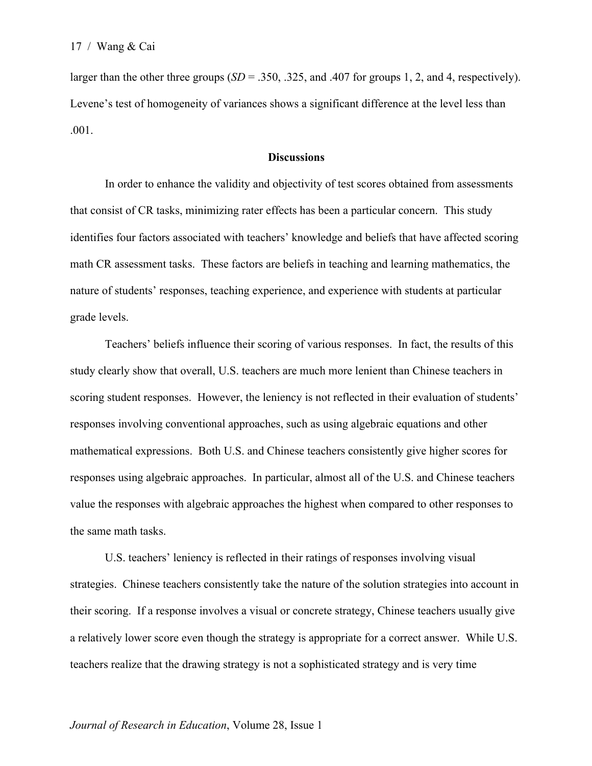larger than the other three groups (*SD* = .350, .325, and .407 for groups 1, 2, and 4, respectively). Levene's test of homogeneity of variances shows a significant difference at the level less than .001.

## Discussions

In order to enhance the validity and objectivity of test scores obtained from assessments that consist of CR tasks, minimizing rater effects has been a particular concern. This study identifies four factors associated with teachers' knowledge and beliefs that have affected scoring math CR assessment tasks. These factors are beliefs in teaching and learning mathematics, the nature of students' responses, teaching experience, and experience with students at particular grade levels.

Teachers' beliefs influence their scoring of various responses. In fact, the results of this study clearly show that overall, U.S. teachers are much more lenient than Chinese teachers in scoring student responses. However, the leniency is not reflected in their evaluation of students' responses involving conventional approaches, such as using algebraic equations and other mathematical expressions. Both U.S. and Chinese teachers consistently give higher scores for responses using algebraic approaches. In particular, almost all of the U.S. and Chinese teachers value the responses with algebraic approaches the highest when compared to other responses to the same math tasks.

U.S. teachers' leniency is reflected in their ratings of responses involving visual strategies. Chinese teachers consistently take the nature of the solution strategies into account in their scoring. If a response involves a visual or concrete strategy, Chinese teachers usually give a relatively lower score even though the strategy is appropriate for a correct answer. While U.S. teachers realize that the drawing strategy is not a sophisticated strategy and is very time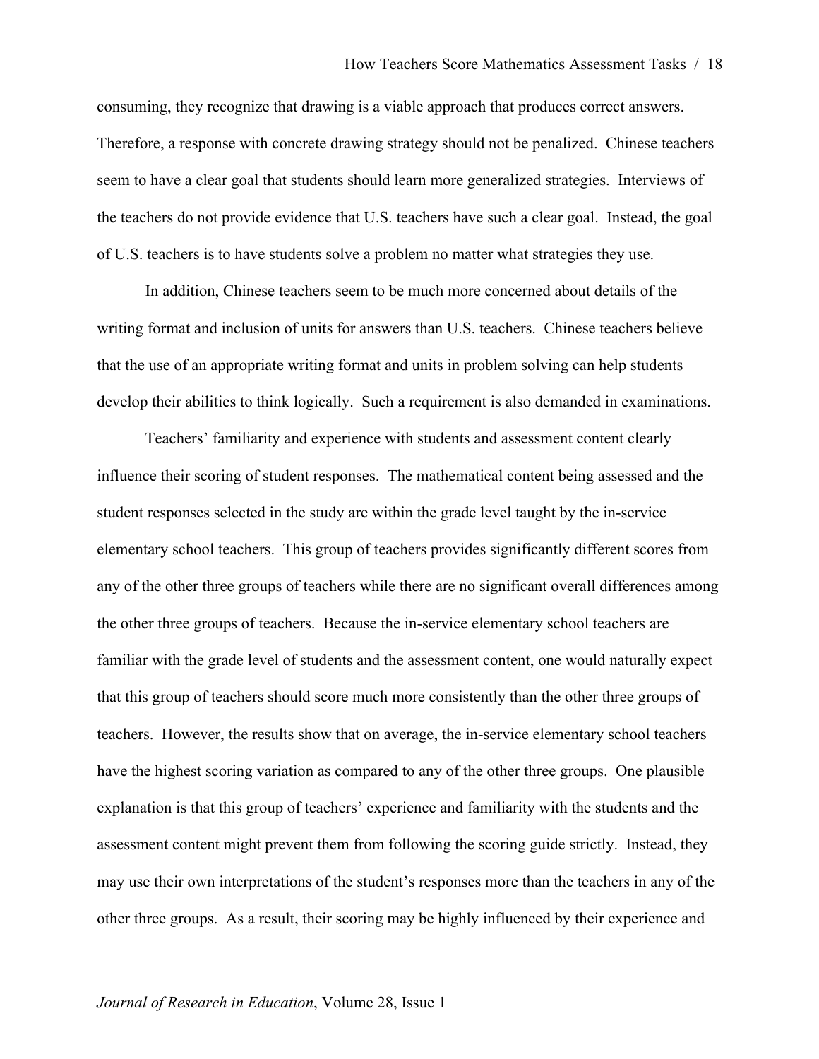consuming, they recognize that drawing is a viable approach that produces correct answers. Therefore, a response with concrete drawing strategy should not be penalized. Chinese teachers seem to have a clear goal that students should learn more generalized strategies. Interviews of the teachers do not provide evidence that U.S. teachers have such a clear goal. Instead, the goal of U.S. teachers is to have students solve a problem no matter what strategies they use.

In addition, Chinese teachers seem to be much more concerned about details of the writing format and inclusion of units for answers than U.S. teachers. Chinese teachers believe that the use of an appropriate writing format and units in problem solving can help students develop their abilities to think logically. Such a requirement is also demanded in examinations.

Teachers' familiarity and experience with students and assessment content clearly influence their scoring of student responses. The mathematical content being assessed and the student responses selected in the study are within the grade level taught by the in-service elementary school teachers. This group of teachers provides significantly different scores from any of the other three groups of teachers while there are no significant overall differences among the other three groups of teachers. Because the in-service elementary school teachers are familiar with the grade level of students and the assessment content, one would naturally expect that this group of teachers should score much more consistently than the other three groups of teachers. However, the results show that on average, the in-service elementary school teachers have the highest scoring variation as compared to any of the other three groups. One plausible explanation is that this group of teachers' experience and familiarity with the students and the assessment content might prevent them from following the scoring guide strictly. Instead, they may use their own interpretations of the student's responses more than the teachers in any of the other three groups. As a result, their scoring may be highly influenced by their experience and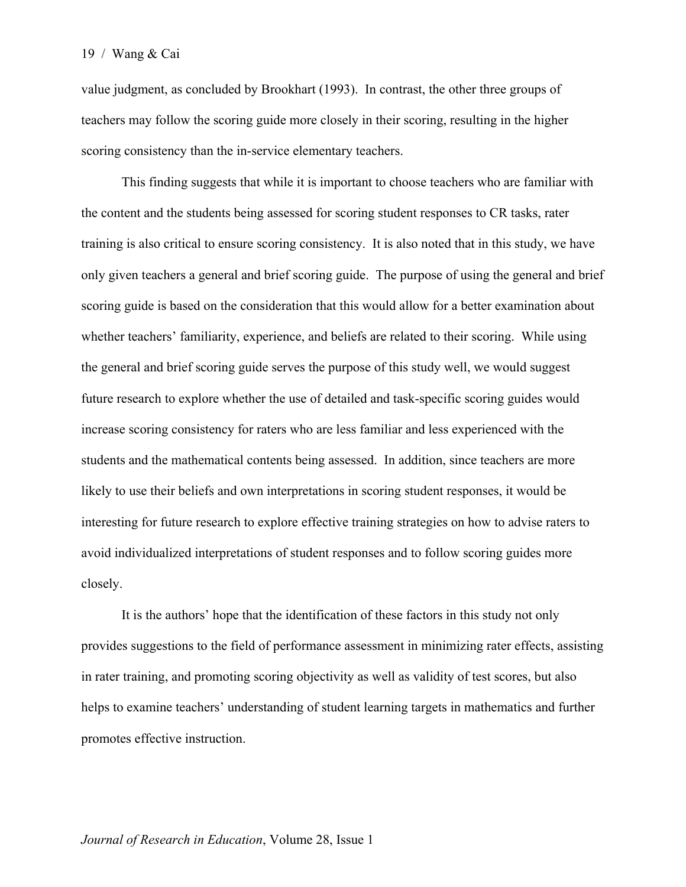value judgment, as concluded by Brookhart (1993). In contrast, the other three groups of teachers may follow the scoring guide more closely in their scoring, resulting in the higher scoring consistency than the in-service elementary teachers.

This finding suggests that while it is important to choose teachers who are familiar with the content and the students being assessed for scoring student responses to CR tasks, rater training is also critical to ensure scoring consistency. It is also noted that in this study, we have only given teachers a general and brief scoring guide. The purpose of using the general and brief scoring guide is based on the consideration that this would allow for a better examination about whether teachers' familiarity, experience, and beliefs are related to their scoring. While using the general and brief scoring guide serves the purpose of this study well, we would suggest future research to explore whether the use of detailed and task-specific scoring guides would increase scoring consistency for raters who are less familiar and less experienced with the students and the mathematical contents being assessed. In addition, since teachers are more likely to use their beliefs and own interpretations in scoring student responses, it would be interesting for future research to explore effective training strategies on how to advise raters to avoid individualized interpretations of student responses and to follow scoring guides more closely.

It is the authors' hope that the identification of these factors in this study not only provides suggestions to the field of performance assessment in minimizing rater effects, assisting in rater training, and promoting scoring objectivity as well as validity of test scores, but also helps to examine teachers' understanding of student learning targets in mathematics and further promotes effective instruction.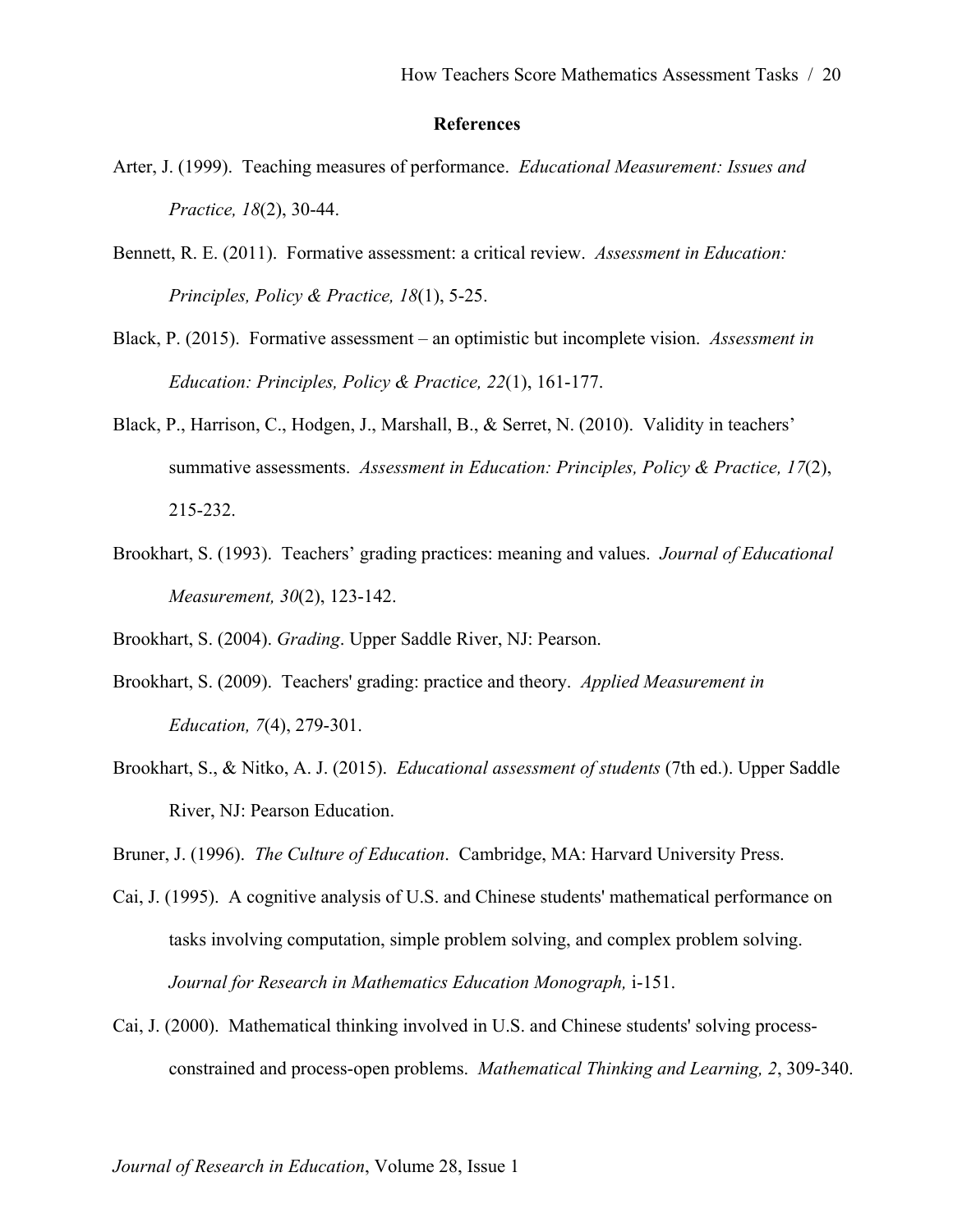## References

Arter, J. (1999). Teaching measures of performance. *Educational Measurement: Issues and Practice, 18*(2), 30-44.

Bennett, R. E. (2011). Formative assessment: a critical review. *Assessment in Education: Principles, Policy & Practice, 18*(1), 5-25.

Black, P. (2015). Formative assessment – an optimistic but incomplete vision. *Assessment in Education: Principles, Policy & Practice, 22*(1), 161-177.

Black, P., Harrison, C., Hodgen, J., Marshall, B., & Serret, N. (2010). Validity in teachers' summative assessments. *Assessment in Education: Principles, Policy & Practice, 17*(2), 215-232.

Brookhart, S. (1993). Teachers' grading practices: meaning and values. *Journal of Educational Measurement, 30*(2), 123-142.

Brookhart, S. (2004). *Grading*. Upper Saddle River, NJ: Pearson.

Brookhart, S. (2009). Teachers' grading: practice and theory. *Applied Measurement in Education, 7*(4), 279-301.

Brookhart, S., & Nitko, A. J. (2015). *Educational assessment of students* (7th ed.). Upper Saddle River, NJ: Pearson Education.

Bruner, J. (1996). *The Culture of Education*. Cambridge, MA: Harvard University Press.

Cai, J. (1995). A cognitive analysis of U.S. and Chinese students' mathematical performance on tasks involving computation, simple problem solving, and complex problem solving. *Journal for Research in Mathematics Education Monograph,* i-151.

Cai, J. (2000). Mathematical thinking involved in U.S. and Chinese students' solving process-constrained and process-open problems. *Mathematical Thinking and Learning, 2*, 309-340.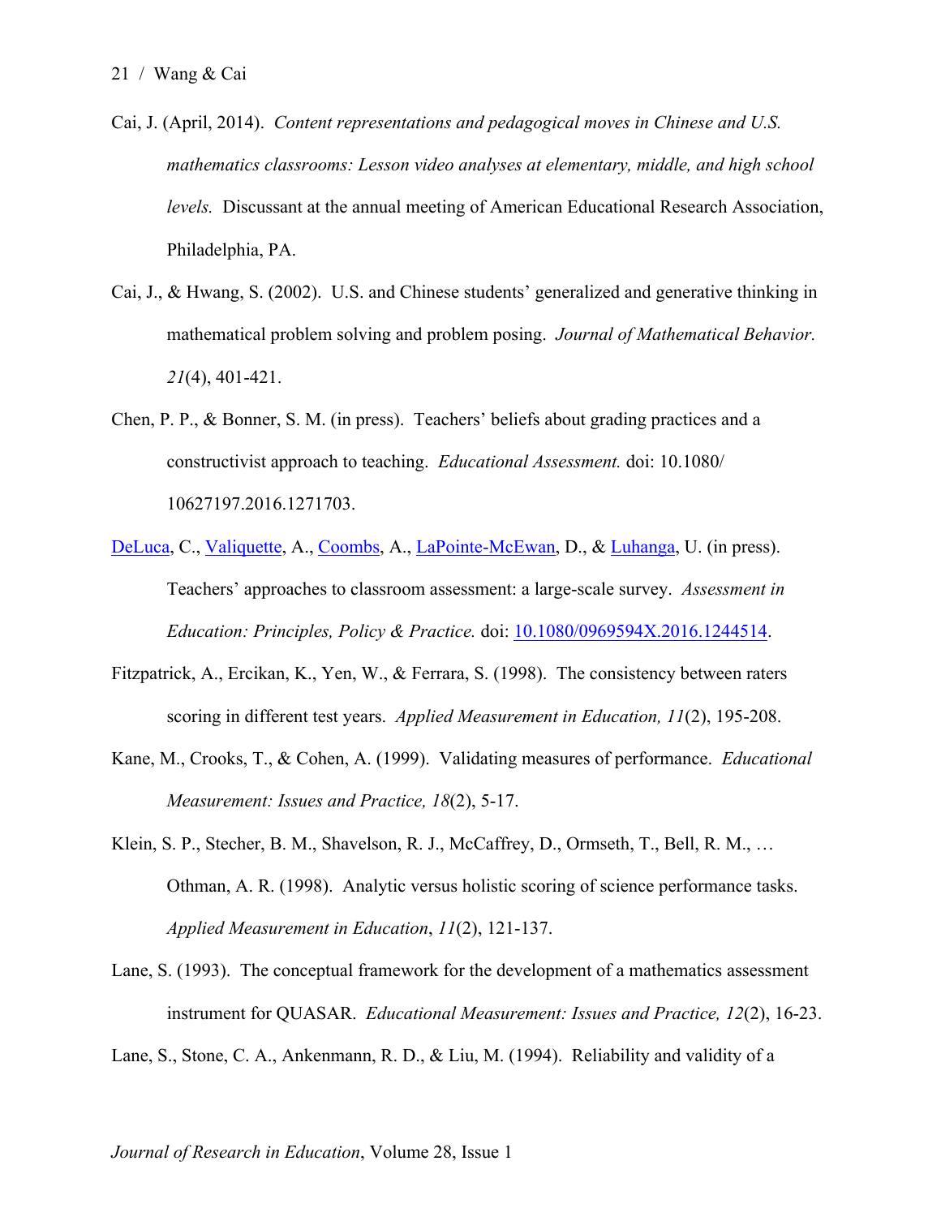Cai, J. (April, 2014). *Content representations and pedagogical moves in Chinese and U.S. mathematics classrooms: Lesson video analyses at elementary, middle, and high school levels.* Discussant at the annual meeting of American Educational Research Association, Philadelphia, PA.

Cai, J., & Hwang, S. (2002). U.S. and Chinese students' generalized and generative thinking in mathematical problem solving and problem posing. *Journal of Mathematical Behavior. 21*(4), 401-421.

Chen, P. P., & Bonner, S. M. (in press). Teachers' beliefs about grading practices and a constructivist approach to teaching. *Educational Assessment.* doi: 10.1080/ 10627197.2016.1271703.

DeLuca, C., Valiquette, A., Coombs, A., LaPointe-McEwan, D., & Luhanga, U. (in press). Teachers' approaches to classroom assessment: a large-scale survey. *Assessment in Education: Principles, Policy & Practice.* doi: 10.1080/0969594X.2016.1244514.

Fitzpatrick, A., Ercikan, K., Yen, W., & Ferrara, S. (1998). The consistency between raters scoring in different test years. *Applied Measurement in Education, 11*(2), 195-208.

Kane, M., Crooks, T., & Cohen, A. (1999). Validating measures of performance. *Educational Measurement: Issues and Practice, 18*(2), 5-17.

Klein, S. P., Stecher, B. M., Shavelson, R. J., McCaffrey, D., Ormseth, T., Bell, R. M., … Othman, A. R. (1998). Analytic versus holistic scoring of science performance tasks. *Applied Measurement in Education*, *11*(2), 121-137.

Lane, S. (1993). The conceptual framework for the development of a mathematics assessment instrument for QUASAR. *Educational Measurement: Issues and Practice, 12*(2), 16-23.

Lane, S., Stone, C. A., Ankenmann, R. D., & Liu, M. (1994). Reliability and validity of a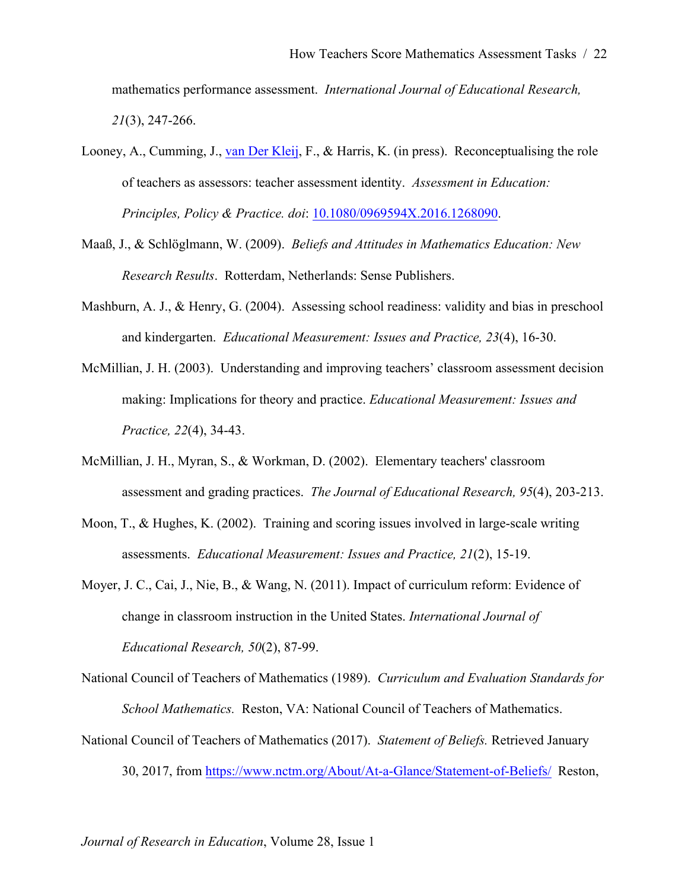mathematics performance assessment. *International Journal of Educational Research, 21*(3), 247-266.

Looney, A., Cumming, J., van Der Kleij, F., & Harris, K. (in press). Reconceptualising the role of teachers as assessors: teacher assessment identity. *Assessment in Education: Principles, Policy & Practice. doi*: 10.1080/0969594X.2016.1268090.

Maaß, J., & Schlöglmann, W. (2009). *Beliefs and Attitudes in Mathematics Education: New Research Results*. Rotterdam, Netherlands: Sense Publishers.

Mashburn, A. J., & Henry, G. (2004). Assessing school readiness: validity and bias in preschool and kindergarten. *Educational Measurement: Issues and Practice, 23*(4), 16-30.

McMillian, J. H. (2003). Understanding and improving teachers' classroom assessment decision making: Implications for theory and practice. *Educational Measurement: Issues and Practice, 22*(4), 34-43.

McMillian, J. H., Myran, S., & Workman, D. (2002). Elementary teachers' classroom assessment and grading practices. *The Journal of Educational Research, 95*(4), 203-213.

Moon, T., & Hughes, K. (2002). Training and scoring issues involved in large-scale writing assessments. *Educational Measurement: Issues and Practice, 21*(2), 15-19.

Moyer, J. C., Cai, J., Nie, B., & Wang, N. (2011). Impact of curriculum reform: Evidence of change in classroom instruction in the United States. *International Journal of Educational Research, 50*(2), 87-99.

National Council of Teachers of Mathematics (1989). *Curriculum and Evaluation Standards for School Mathematics.* Reston, VA: National Council of Teachers of Mathematics.

National Council of Teachers of Mathematics (2017). *Statement of Beliefs.* Retrieved January 30, 2017, from https://www.nctm.org/About/At-a-Glance/Statement-of-Beliefs/ Reston,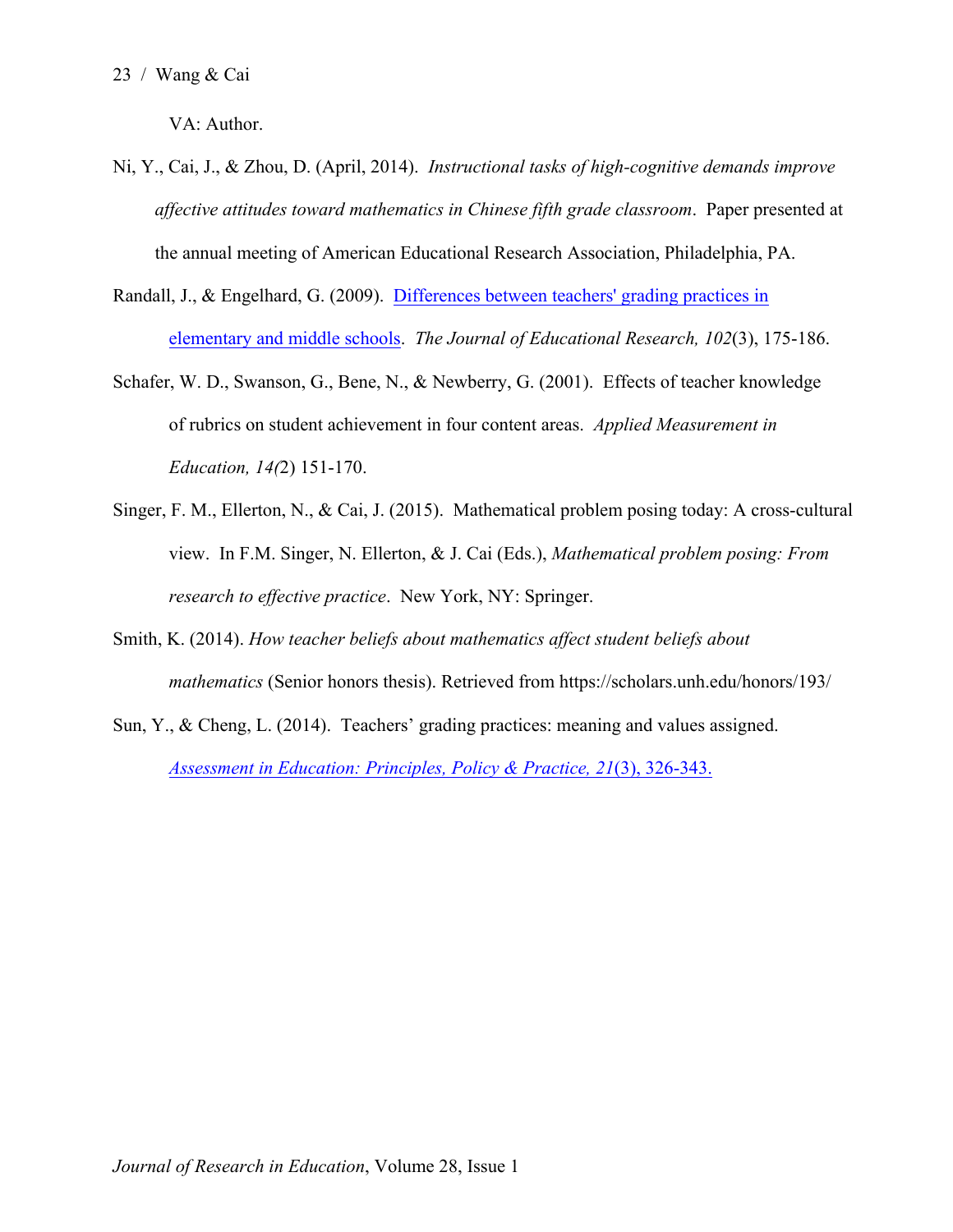VA: Author.

Ni, Y., Cai, J., & Zhou, D. (April, 2014). *Instructional tasks of high-cognitive demands improve affective attitudes toward mathematics in Chinese fifth grade classroom*. Paper presented at the annual meeting of American Educational Research Association, Philadelphia, PA.

Randall, J., & Engelhard, G. (2009). Differences between teachers' grading practices in elementary and middle schools. *The Journal of Educational Research, 102*(3), 175-186.

Schafer, W. D., Swanson, G., Bene, N., & Newberry, G. (2001). Effects of teacher knowledge of rubrics on student achievement in four content areas. *Applied Measurement in Education, 14(*2) 151-170.

Singer, F. M., Ellerton, N., & Cai, J. (2015). Mathematical problem posing today: A cross-cultural view. In F.M. Singer, N. Ellerton, & J. Cai (Eds.), *Mathematical problem posing: From research to effective practice*. New York, NY: Springer.

Smith, K. (2014). *How teacher beliefs about mathematics affect student beliefs about mathematics* (Senior honors thesis). Retrieved from https://scholars.unh.edu/honors/193/

Sun, Y., & Cheng, L. (2014). Teachers' grading practices: meaning and values assigned. *Assessment in Education: Principles, Policy & Practice, 21*(3), 326-343.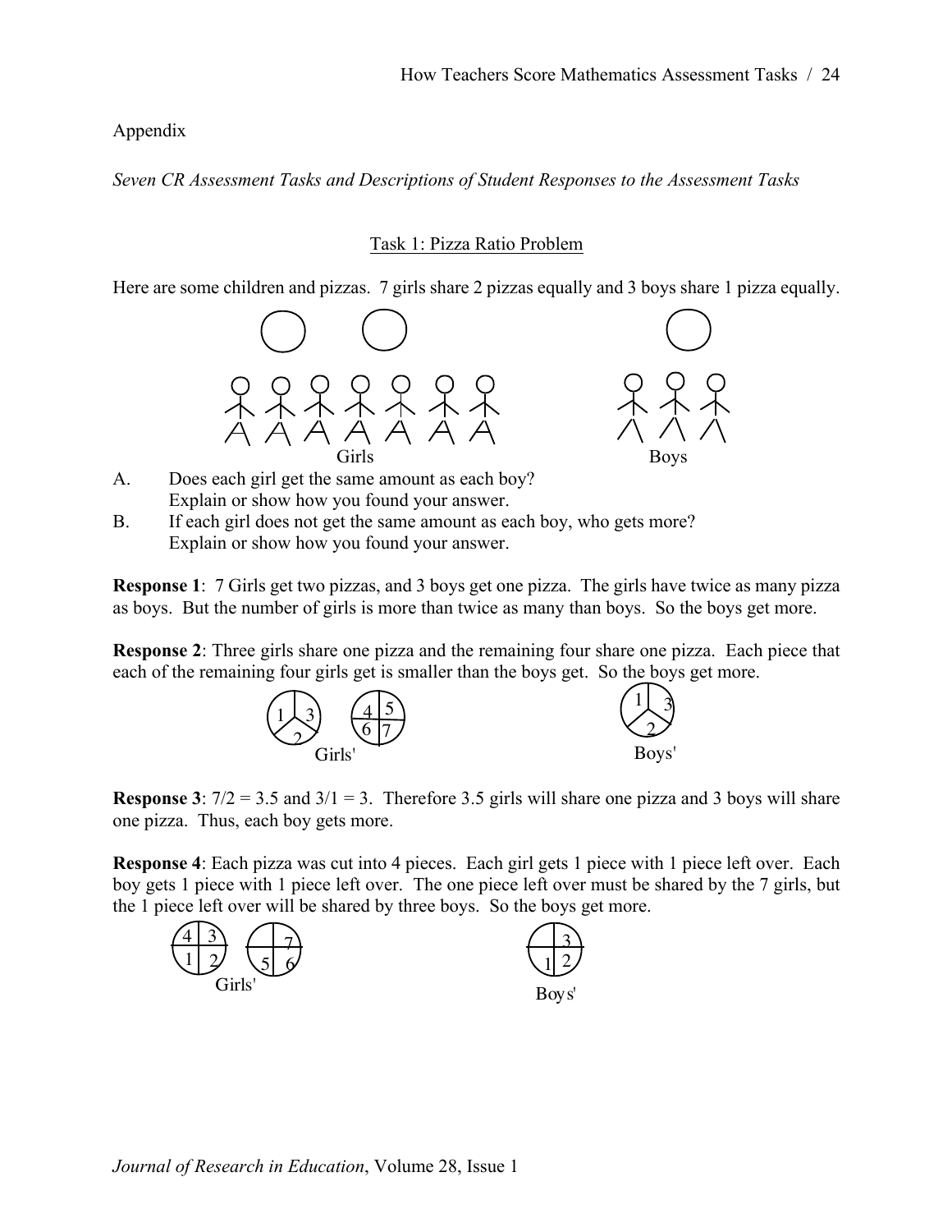Appendix

*Seven CR Assessment Tasks and Descriptions of Student Responses to the Assessment Tasks*

### Task 1: Pizza Ratio Problem

Here are some children and pizzas. 7 girls share 2 pizzas equally and 3 boys share 1 pizza equally.

Girls Boys

A. Does each girl get the same amount as each boy?
   Explain or show how you found your answer.

B. If each girl does not get the same amount as each boy, who gets more?
   Explain or show how you found your answer.

**Response 1**: 7 Girls get two pizzas, and 3 boys get one pizza. The girls have twice as many pizza as boys. But the number of girls is more than twice as many than boys. So the boys get more.

**Response 2**: Three girls share one pizza and the remaining four share one pizza. Each piece that each of the remaining four girls get is smaller than the boys get. So the boys get more.

Girls' Boys'

**Response 3**: $7/2 = 3.5$ and $3/1 = 3$. Therefore 3.5 girls will share one pizza and 3 boys will share one pizza. Thus, each boy gets more.

**Response 4**: Each pizza was cut into 4 pieces. Each girl gets 1 piece with 1 piece left over. Each boy gets 1 piece with 1 piece left over. The one piece left over must be shared by the 7 girls, but the 1 piece left over will be shared by three boys. So the boys get more.

Girls' Boys'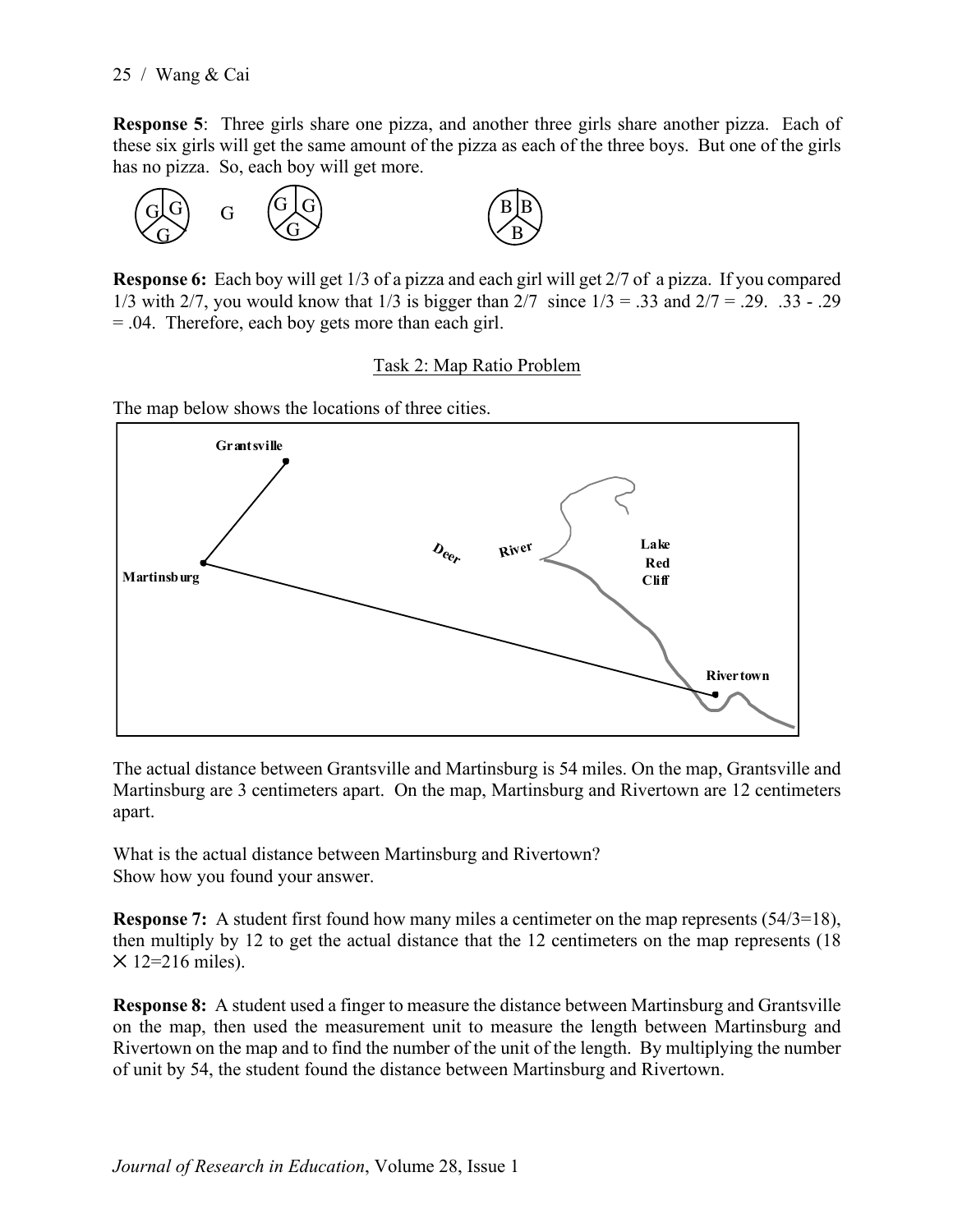**Response 5**: Three girls share one pizza, and another three girls share another pizza. Each of these six girls will get the same amount of the pizza as each of the three boys. But one of the girls has no pizza. So, each boy will get more.

**Response 6:** Each boy will get 1/3 of a pizza and each girl will get 2/7 of a pizza. If you compared 1/3 with 2/7, you would know that 1/3 is bigger than 2/7 since 1/3 = .33 and 2/7 = .29. .33 - .29 = .04. Therefore, each boy gets more than each girl.

## Task 2: Map Ratio Problem

The map below shows the locations of three cities.

The actual distance between Grantsville and Martinsburg is 54 miles. On the map, Grantsville and Martinsburg are 3 centimeters apart. On the map, Martinsburg and Rivertown are 12 centimeters apart.

What is the actual distance between Martinsburg and Rivertown?
Show how you found your answer.

**Response 7:** A student first found how many miles a centimeter on the map represents (54/3=18), then multiply by 12 to get the actual distance that the 12 centimeters on the map represents ($18 \times 12 = 216$ miles).

**Response 8:** A student used a finger to measure the distance between Martinsburg and Grantsville on the map, then used the measurement unit to measure the length between Martinsburg and Rivertown on the map and to find the number of the unit of the length. By multiplying the number of unit by 54, the student found the distance between Martinsburg and Rivertown.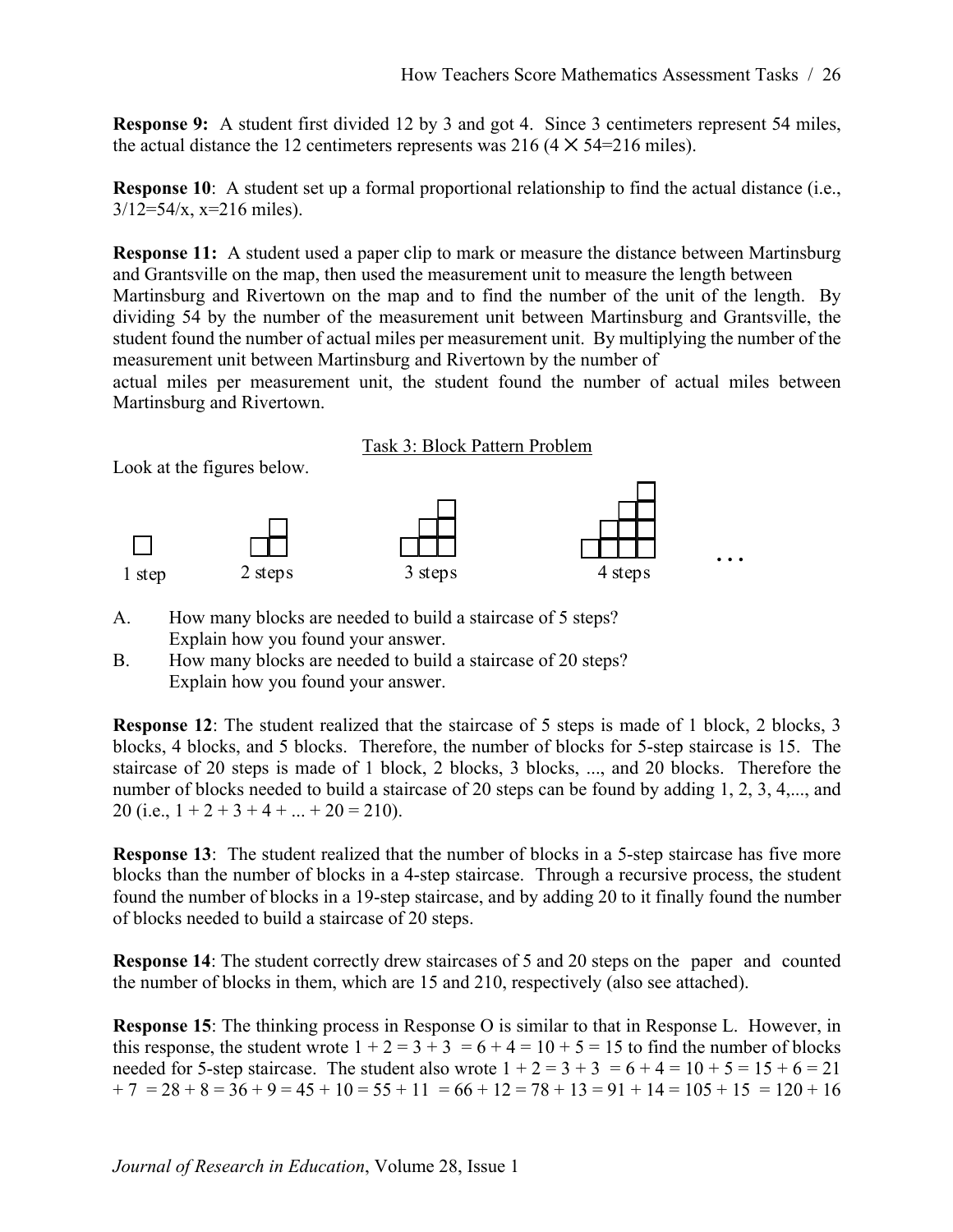**Response 9:** A student first divided 12 by 3 and got 4. Since 3 centimeters represent 54 miles, the actual distance the 12 centimeters represents was 216 ($4 \times 54 = 216$ miles).

**Response 10**: A student set up a formal proportional relationship to find the actual distance (i.e., $3/12 = 54/x$, $x = 216$ miles).

**Response 11:** A student used a paper clip to mark or measure the distance between Martinsburg and Grantsville on the map, then used the measurement unit to measure the length between Martinsburg and Rivertown on the map and to find the number of the unit of the length. By dividing 54 by the number of the measurement unit between Martinsburg and Grantsville, the student found the number of actual miles per measurement unit. By multiplying the number of the measurement unit between Martinsburg and Rivertown by the number of actual miles per measurement unit, the student found the number of actual miles between Martinsburg and Rivertown.

<u>Task 3: Block Pattern Problem</u>

Look at the figures below.

1 step &nbsp;&nbsp;&nbsp; 2 steps &nbsp;&nbsp;&nbsp; 3 steps &nbsp;&nbsp;&nbsp; 4 steps &nbsp;&nbsp;&nbsp; . . .

A. How many blocks are needed to build a staircase of 5 steps? Explain how you found your answer.

B. How many blocks are needed to build a staircase of 20 steps? Explain how you found your answer.

**Response 12**: The student realized that the staircase of 5 steps is made of 1 block, 2 blocks, 3 blocks, 4 blocks, and 5 blocks. Therefore, the number of blocks for 5-step staircase is 15. The staircase of 20 steps is made of 1 block, 2 blocks, 3 blocks, ..., and 20 blocks. Therefore the number of blocks needed to build a staircase of 20 steps can be found by adding 1, 2, 3, 4,..., and 20 (i.e., $1 + 2 + 3 + 4 + ... + 20 = 210$).

**Response 13**: The student realized that the number of blocks in a 5-step staircase has five more blocks than the number of blocks in a 4-step staircase. Through a recursive process, the student found the number of blocks in a 19-step staircase, and by adding 20 to it finally found the number of blocks needed to build a staircase of 20 steps.

**Response 14**: The student correctly drew staircases of 5 and 20 steps on the paper and counted the number of blocks in them, which are 15 and 210, respectively (also see attached).

**Response 15**: The thinking process in Response O is similar to that in Response L. However, in this response, the student wrote $1 + 2 = 3 + 3 = 6 + 4 = 10 + 5 = 15$ to find the number of blocks needed for 5-step staircase. The student also wrote $1 + 2 = 3 + 3 = 6 + 4 = 10 + 5 = 15 + 6 = 21 + 7 = 28 + 8 = 36 + 9 = 45 + 10 = 55 + 11 = 66 + 12 = 78 + 13 = 91 + 14 = 105 + 15 = 120 + 16$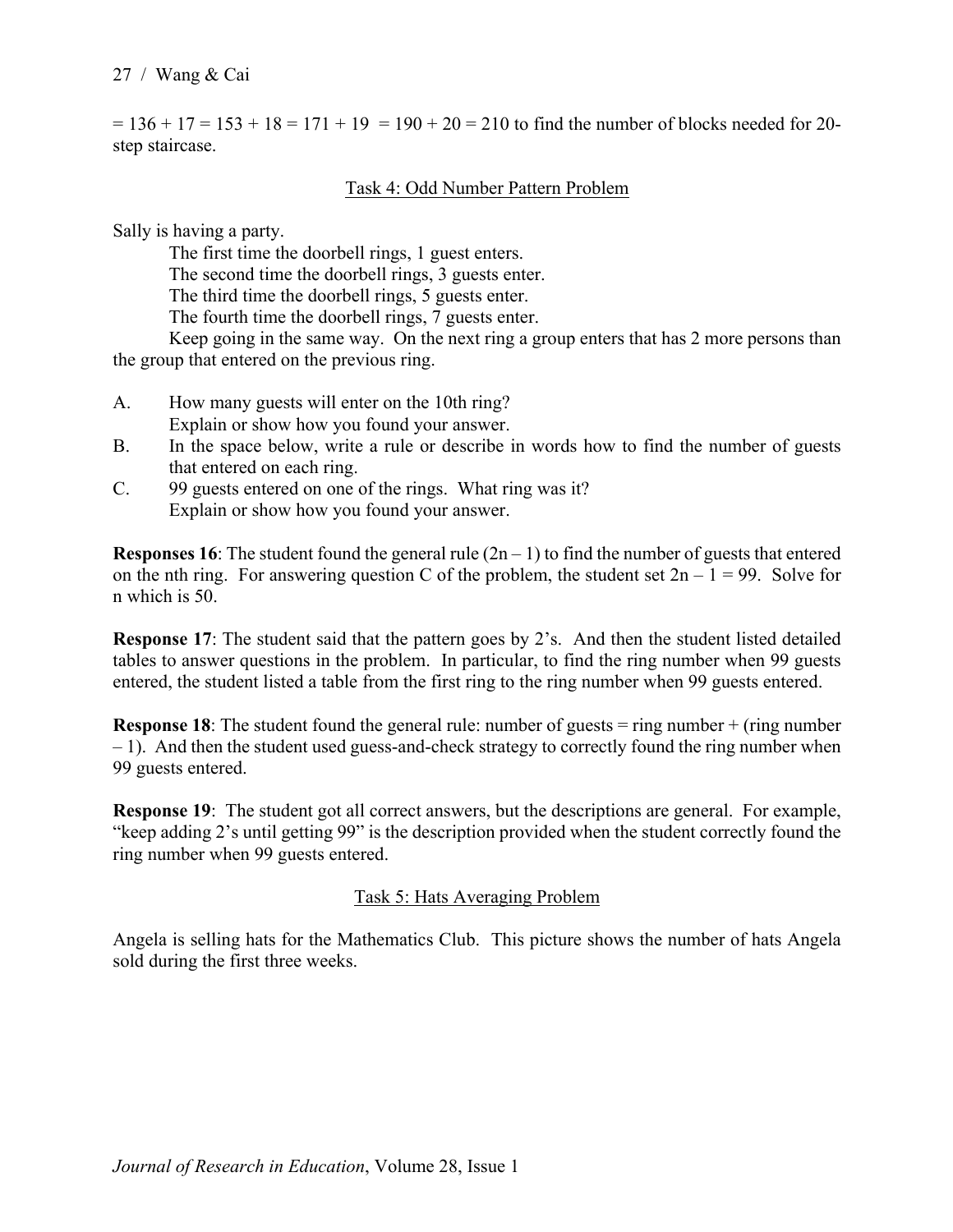= 136 + 17 = 153 + 18 = 171 + 19 = 190 + 20 = 210 to find the number of blocks needed for 20-step staircase.

## Task 4: Odd Number Pattern Problem

Sally is having a party.

The first time the doorbell rings, 1 guest enters.
The second time the doorbell rings, 3 guests enter.
The third time the doorbell rings, 5 guests enter.
The fourth time the doorbell rings, 7 guests enter.
Keep going in the same way. On the next ring a group enters that has 2 more persons than the group that entered on the previous ring.

A. How many guests will enter on the 10th ring?
Explain or show how you found your answer.

B. In the space below, write a rule or describe in words how to find the number of guests that entered on each ring.

C. 99 guests entered on one of the rings. What ring was it?
Explain or show how you found your answer.

**Responses 16**: The student found the general rule $(2n - 1)$ to find the number of guests that entered on the nth ring. For answering question C of the problem, the student set $2n - 1 = 99$. Solve for n which is 50.

**Response 17**: The student said that the pattern goes by 2's. And then the student listed detailed tables to answer questions in the problem. In particular, to find the ring number when 99 guests entered, the student listed a table from the first ring to the ring number when 99 guests entered.

**Response 18**: The student found the general rule: number of guests = ring number + (ring number – 1). And then the student used guess-and-check strategy to correctly found the ring number when 99 guests entered.

**Response 19**: The student got all correct answers, but the descriptions are general. For example, "keep adding 2's until getting 99" is the description provided when the student correctly found the ring number when 99 guests entered.

## Task 5: Hats Averaging Problem

Angela is selling hats for the Mathematics Club. This picture shows the number of hats Angela sold during the first three weeks.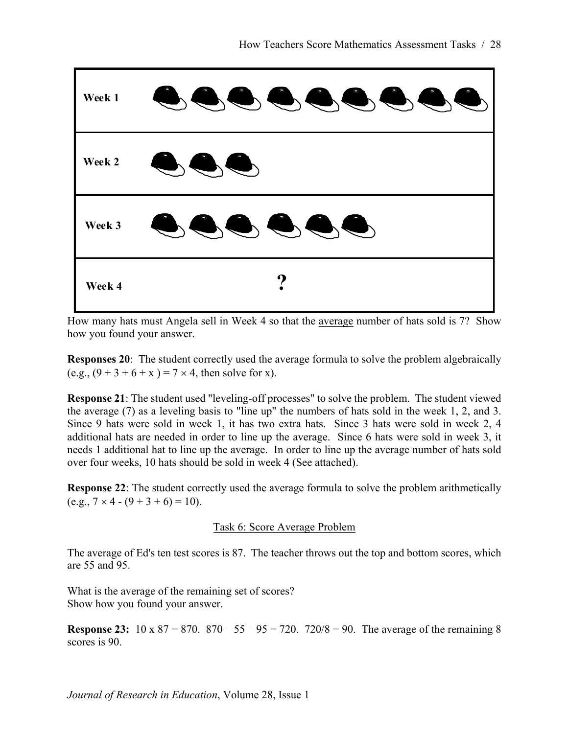| | |
|---|---|
| **Week 1** | |
| **Week 2** | |
| **Week 3** | |
| **Week 4** | **?** |

How many hats must Angela sell in Week 4 so that the average number of hats sold is 7? Show how you found your answer.

**Responses 20**: The student correctly used the average formula to solve the problem algebraically (e.g., $(9 + 3 + 6 + x) = 7 \times 4$, then solve for x).

**Response 21**: The student used "leveling-off processes" to solve the problem. The student viewed the average (7) as a leveling basis to "line up" the numbers of hats sold in the week 1, 2, and 3. Since 9 hats were sold in week 1, it has two extra hats. Since 3 hats were sold in week 2, 4 additional hats are needed in order to line up the average. Since 6 hats were sold in week 3, it needs 1 additional hat to line up the average. In order to line up the average number of hats sold over four weeks, 10 hats should be sold in week 4 (See attached).

**Response 22**: The student correctly used the average formula to solve the problem arithmetically (e.g., $7 \times 4 - (9 + 3 + 6) = 10$).

<u>Task 6: Score Average Problem</u>

The average of Ed's ten test scores is 87. The teacher throws out the top and bottom scores, which are 55 and 95.

What is the average of the remaining set of scores?
Show how you found your answer.

**Response 23:** $10 \times 87 = 870$. $870 - 55 - 95 = 720$. $720/8 = 90$. The average of the remaining 8 scores is 90.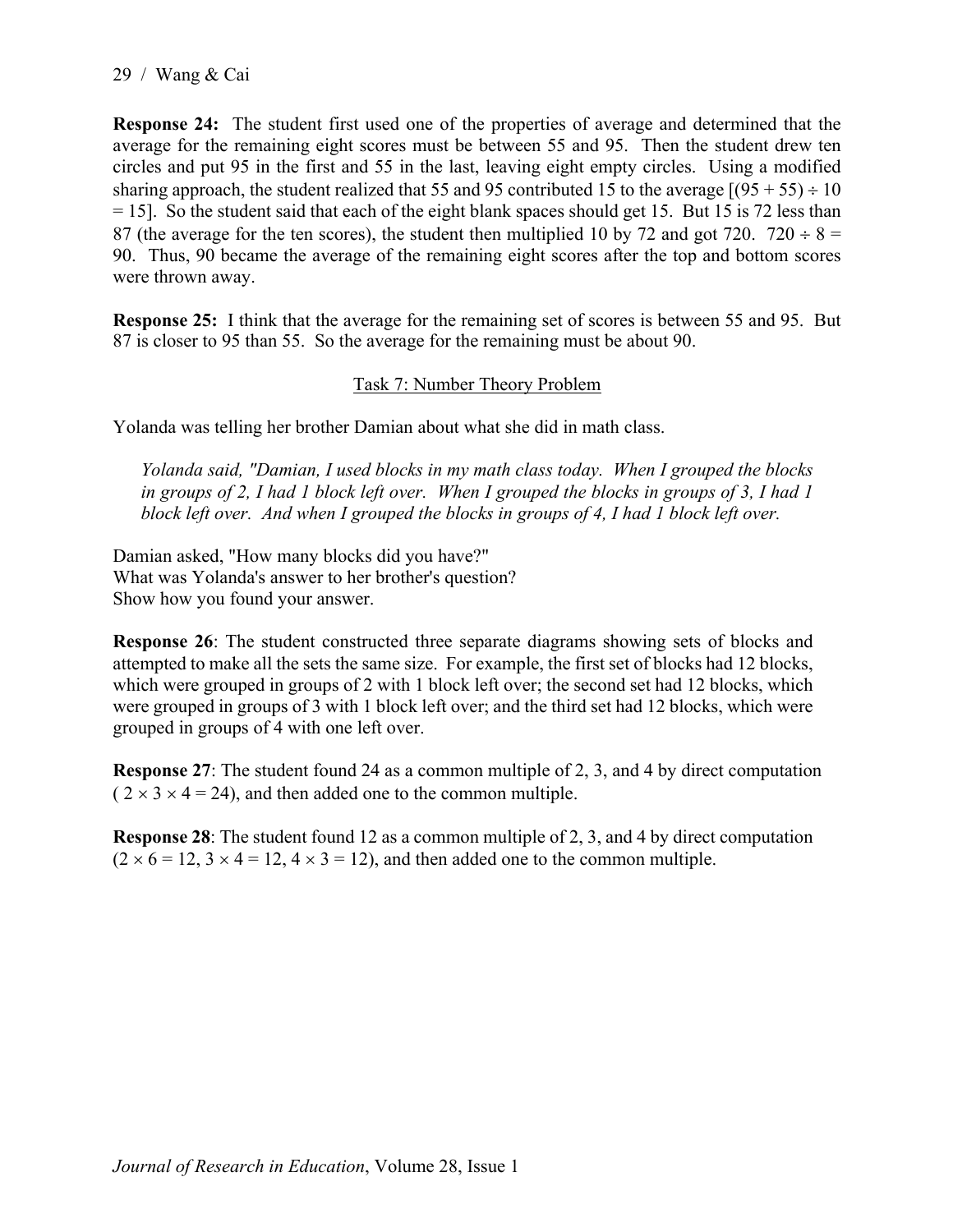**Response 24:** The student first used one of the properties of average and determined that the average for the remaining eight scores must be between 55 and 95. Then the student drew ten circles and put 95 in the first and 55 in the last, leaving eight empty circles. Using a modified sharing approach, the student realized that 55 and 95 contributed 15 to the average [$(95 + 55) \div 10 = 15$]. So the student said that each of the eight blank spaces should get 15. But 15 is 72 less than 87 (the average for the ten scores), the student then multiplied 10 by 72 and got 720. $720 \div 8 = 90$. Thus, 90 became the average of the remaining eight scores after the top and bottom scores were thrown away.

**Response 25:** I think that the average for the remaining set of scores is between 55 and 95. But 87 is closer to 95 than 55. So the average for the remaining must be about 90.

<u>Task 7: Number Theory Problem</u>

Yolanda was telling her brother Damian about what she did in math class.

> *Yolanda said, "Damian, I used blocks in my math class today. When I grouped the blocks in groups of 2, I had 1 block left over. When I grouped the blocks in groups of 3, I had 1 block left over. And when I grouped the blocks in groups of 4, I had 1 block left over.*

Damian asked, "How many blocks did you have?"
What was Yolanda's answer to her brother's question?
Show how you found your answer.

**Response 26**: The student constructed three separate diagrams showing sets of blocks and attempted to make all the sets the same size. For example, the first set of blocks had 12 blocks, which were grouped in groups of 2 with 1 block left over; the second set had 12 blocks, which were grouped in groups of 3 with 1 block left over; and the third set had 12 blocks, which were grouped in groups of 4 with one left over.

**Response 27**: The student found 24 as a common multiple of 2, 3, and 4 by direct computation ( $2 \times 3 \times 4 = 24$), and then added one to the common multiple.

**Response 28**: The student found 12 as a common multiple of 2, 3, and 4 by direct computation ($2 \times 6 = 12$, $3 \times 4 = 12$, $4 \times 3 = 12$), and then added one to the common multiple.